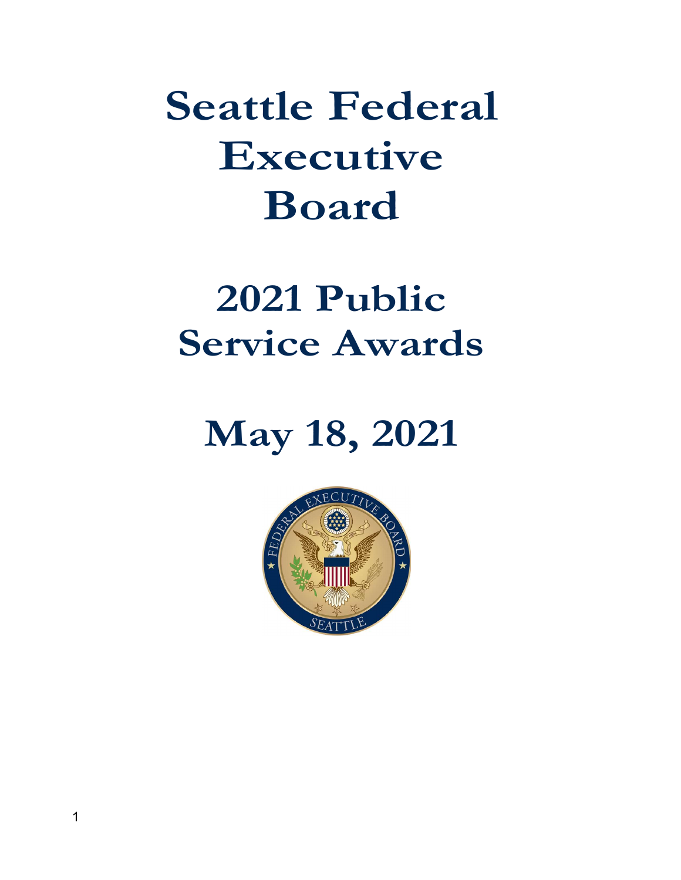# Seattle Federal Executive Board

## 2021 Public Service Awards

## May 18, 2021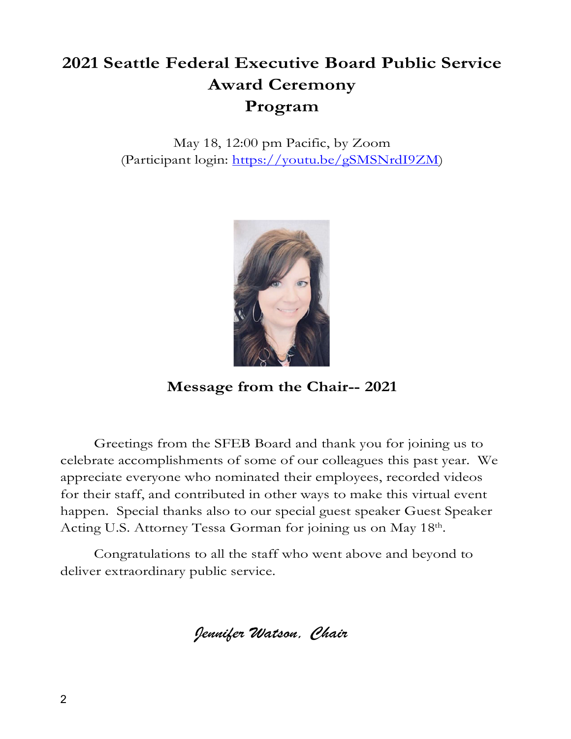# 2021 Seattle Federal Executive Board Public Service Award Ceremony Program

May 18, 12:00 pm Pacific, by Zoom
(Participant login: https://youtu.be/gSMSNrdI9ZM)

## Message from the Chair-- 2021

Greetings from the SFEB Board and thank you for joining us to celebrate accomplishments of some of our colleagues this past year. We appreciate everyone who nominated their employees, recorded videos for their staff, and contributed in other ways to make this virtual event happen. Special thanks also to our special guest speaker Guest Speaker Acting U.S. Attorney Tessa Gorman for joining us on May 18th.

Congratulations to all the staff who went above and beyond to deliver extraordinary public service.

*Jennifer Watson, Chair*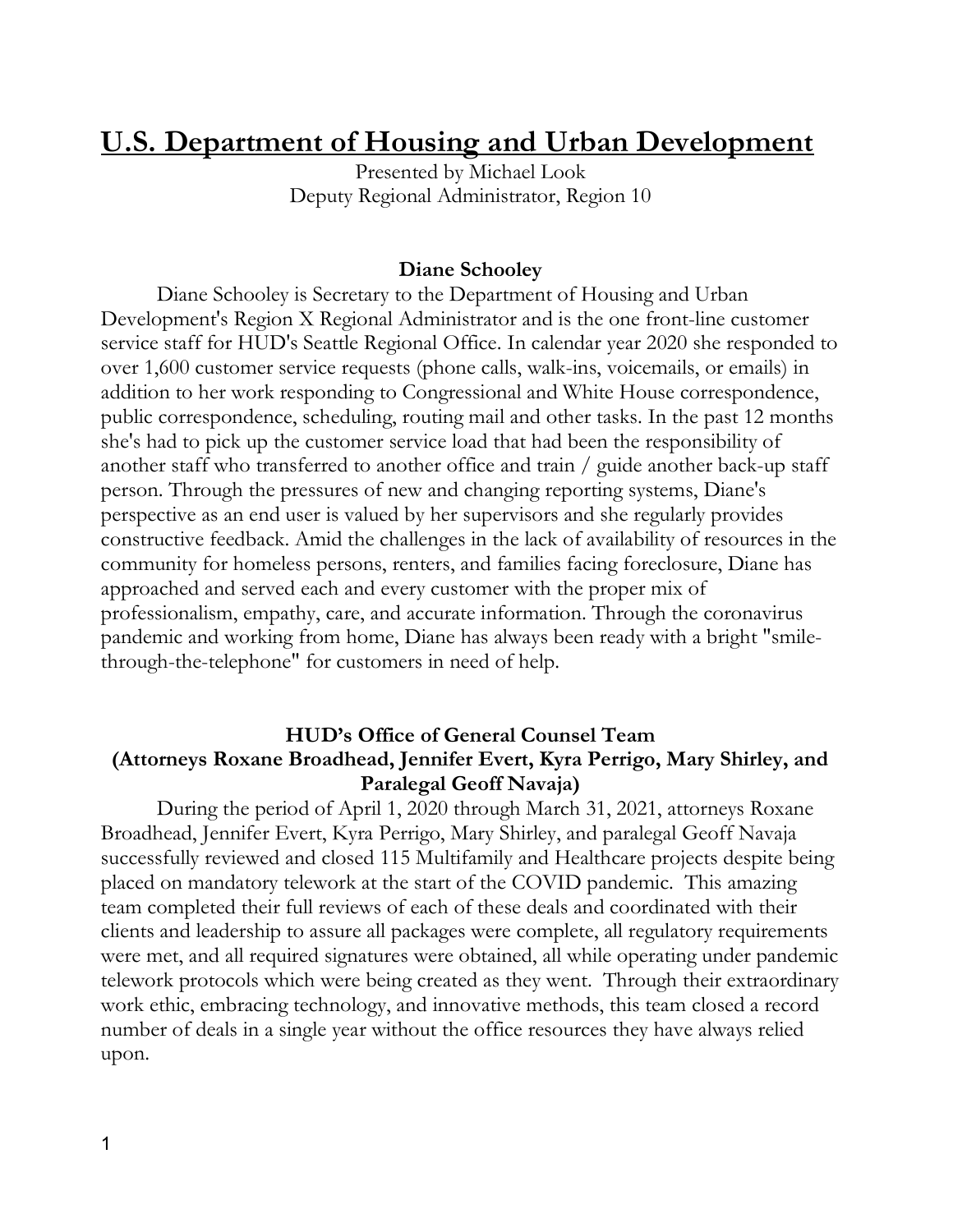# U.S. Department of Housing and Urban Development

Presented by Michael Look
Deputy Regional Administrator, Region 10

### Diane Schooley

Diane Schooley is Secretary to the Department of Housing and Urban Development's Region X Regional Administrator and is the one front-line customer service staff for HUD's Seattle Regional Office. In calendar year 2020 she responded to over 1,600 customer service requests (phone calls, walk-ins, voicemails, or emails) in addition to her work responding to Congressional and White House correspondence, public correspondence, scheduling, routing mail and other tasks. In the past 12 months she's had to pick up the customer service load that had been the responsibility of another staff who transferred to another office and train / guide another back-up staff person. Through the pressures of new and changing reporting systems, Diane's perspective as an end user is valued by her supervisors and she regularly provides constructive feedback. Amid the challenges in the lack of availability of resources in the community for homeless persons, renters, and families facing foreclosure, Diane has approached and served each and every customer with the proper mix of professionalism, empathy, care, and accurate information. Through the coronavirus pandemic and working from home, Diane has always been ready with a bright "smile-through-the-telephone" for customers in need of help.

### HUD's Office of General Counsel Team (Attorneys Roxane Broadhead, Jennifer Evert, Kyra Perrigo, Mary Shirley, and Paralegal Geoff Navaja)

During the period of April 1, 2020 through March 31, 2021, attorneys Roxane Broadhead, Jennifer Evert, Kyra Perrigo, Mary Shirley, and paralegal Geoff Navaja successfully reviewed and closed 115 Multifamily and Healthcare projects despite being placed on mandatory telework at the start of the COVID pandemic. This amazing team completed their full reviews of each of these deals and coordinated with their clients and leadership to assure all packages were complete, all regulatory requirements were met, and all required signatures were obtained, all while operating under pandemic telework protocols which were being created as they went. Through their extraordinary work ethic, embracing technology, and innovative methods, this team closed a record number of deals in a single year without the office resources they have always relied upon.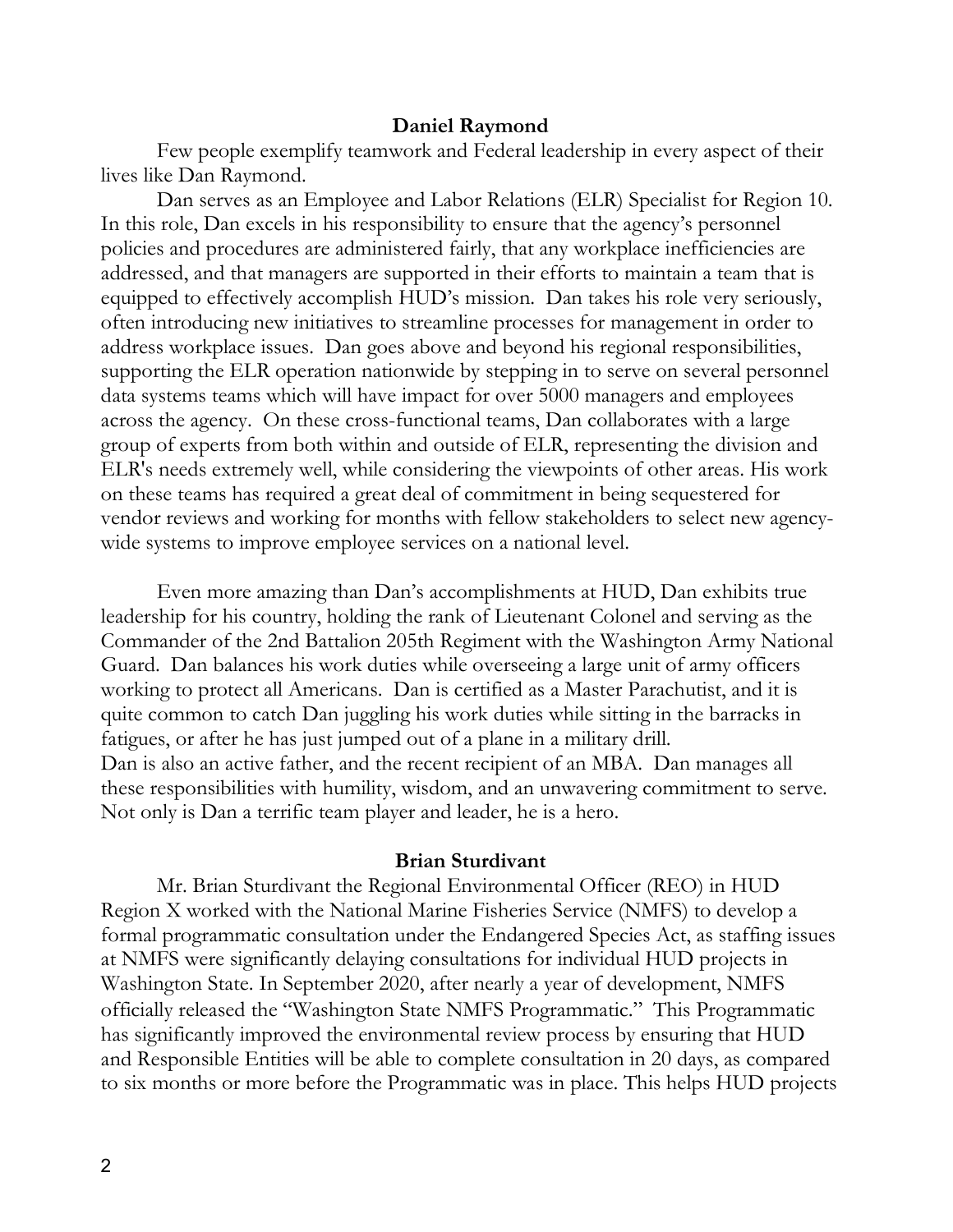### Daniel Raymond

Few people exemplify teamwork and Federal leadership in every aspect of their lives like Dan Raymond.

Dan serves as an Employee and Labor Relations (ELR) Specialist for Region 10. In this role, Dan excels in his responsibility to ensure that the agency's personnel policies and procedures are administered fairly, that any workplace inefficiencies are addressed, and that managers are supported in their efforts to maintain a team that is equipped to effectively accomplish HUD's mission. Dan takes his role very seriously, often introducing new initiatives to streamline processes for management in order to address workplace issues. Dan goes above and beyond his regional responsibilities, supporting the ELR operation nationwide by stepping in to serve on several personnel data systems teams which will have impact for over 5000 managers and employees across the agency. On these cross-functional teams, Dan collaborates with a large group of experts from both within and outside of ELR, representing the division and ELR's needs extremely well, while considering the viewpoints of other areas. His work on these teams has required a great deal of commitment in being sequestered for vendor reviews and working for months with fellow stakeholders to select new agency-wide systems to improve employee services on a national level.

Even more amazing than Dan's accomplishments at HUD, Dan exhibits true leadership for his country, holding the rank of Lieutenant Colonel and serving as the Commander of the 2nd Battalion 205th Regiment with the Washington Army National Guard. Dan balances his work duties while overseeing a large unit of army officers working to protect all Americans. Dan is certified as a Master Parachutist, and it is quite common to catch Dan juggling his work duties while sitting in the barracks in fatigues, or after he has just jumped out of a plane in a military drill.
Dan is also an active father, and the recent recipient of an MBA. Dan manages all these responsibilities with humility, wisdom, and an unwavering commitment to serve. Not only is Dan a terrific team player and leader, he is a hero.

### Brian Sturdivant

Mr. Brian Sturdivant the Regional Environmental Officer (REO) in HUD Region X worked with the National Marine Fisheries Service (NMFS) to develop a formal programmatic consultation under the Endangered Species Act, as staffing issues at NMFS were significantly delaying consultations for individual HUD projects in Washington State. In September 2020, after nearly a year of development, NMFS officially released the "Washington State NMFS Programmatic." This Programmatic has significantly improved the environmental review process by ensuring that HUD and Responsible Entities will be able to complete consultation in 20 days, as compared to six months or more before the Programmatic was in place. This helps HUD projects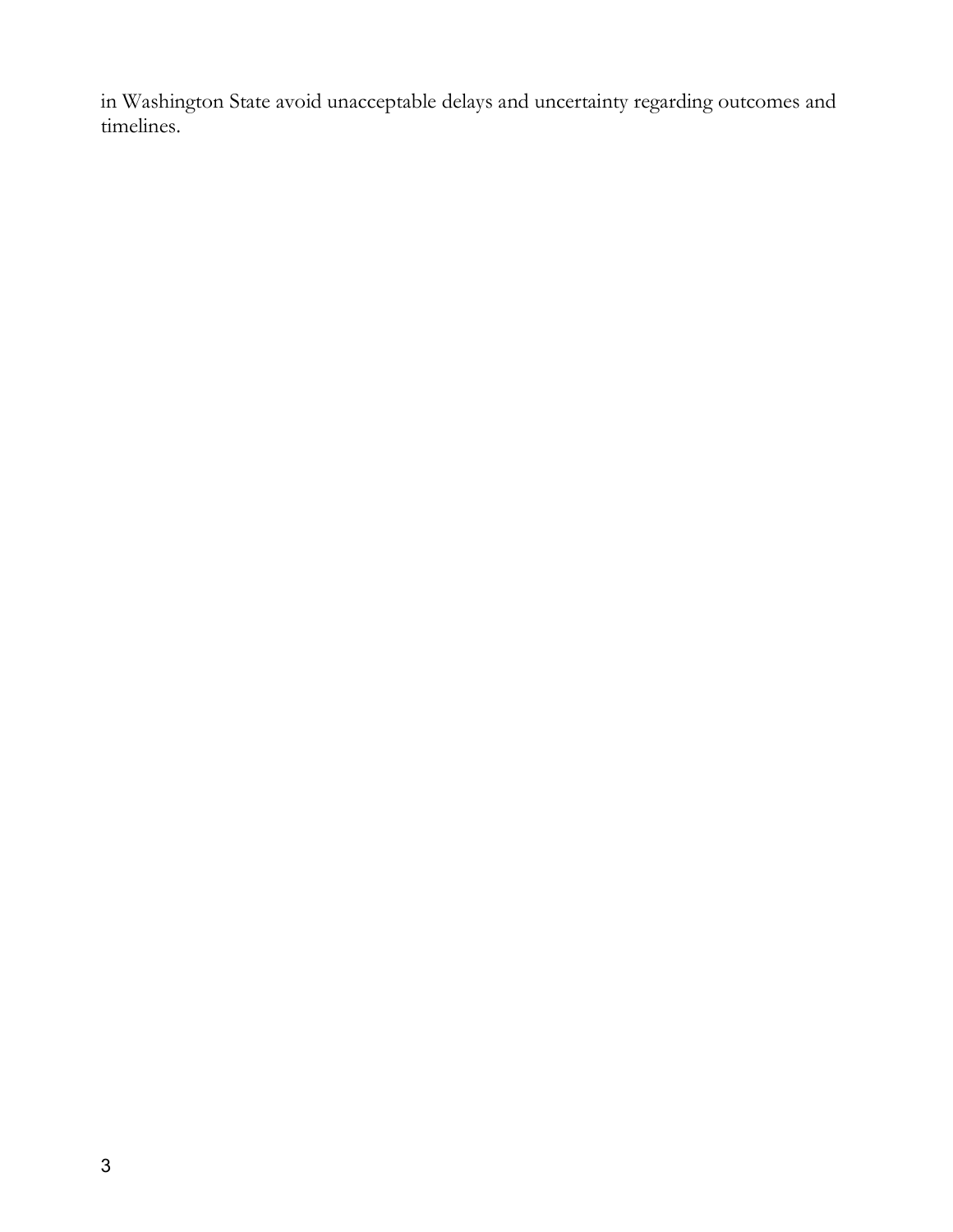in Washington State avoid unacceptable delays and uncertainty regarding outcomes and timelines.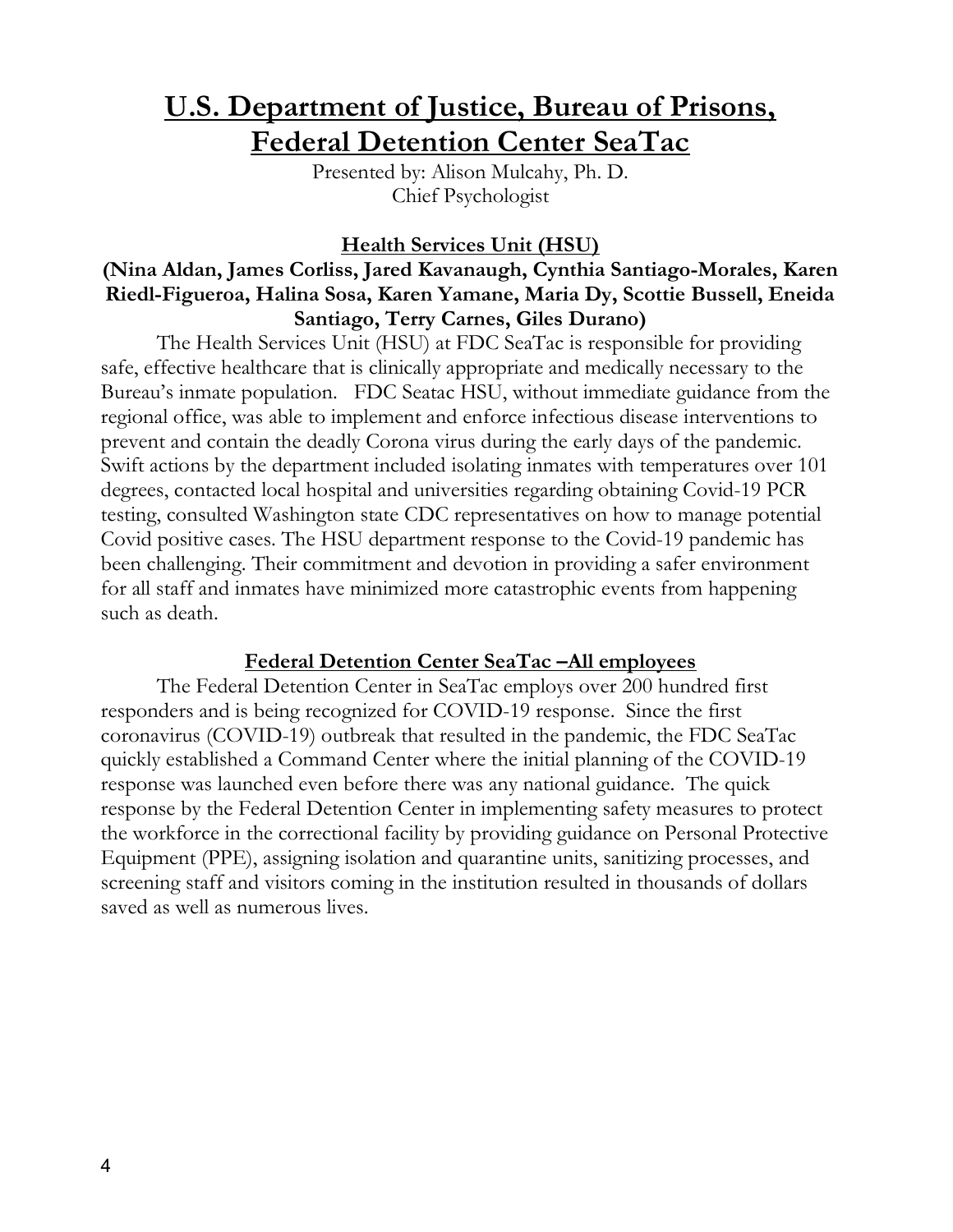# U.S. Department of Justice, Bureau of Prisons, Federal Detention Center SeaTac

Presented by: Alison Mulcahy, Ph. D.
Chief Psychologist

### Health Services Unit (HSU)

**(Nina Aldan, James Corliss, Jared Kavanaugh, Cynthia Santiago-Morales, Karen Riedl-Figueroa, Halina Sosa, Karen Yamane, Maria Dy, Scottie Bussell, Eneida Santiago, Terry Carnes, Giles Durano)**

The Health Services Unit (HSU) at FDC SeaTac is responsible for providing safe, effective healthcare that is clinically appropriate and medically necessary to the Bureau's inmate population. FDC Seatac HSU, without immediate guidance from the regional office, was able to implement and enforce infectious disease interventions to prevent and contain the deadly Corona virus during the early days of the pandemic. Swift actions by the department included isolating inmates with temperatures over 101 degrees, contacted local hospital and universities regarding obtaining Covid-19 PCR testing, consulted Washington state CDC representatives on how to manage potential Covid positive cases. The HSU department response to the Covid-19 pandemic has been challenging. Their commitment and devotion in providing a safer environment for all staff and inmates have minimized more catastrophic events from happening such as death.

### Federal Detention Center SeaTac –All employees

The Federal Detention Center in SeaTac employs over 200 hundred first responders and is being recognized for COVID-19 response. Since the first coronavirus (COVID-19) outbreak that resulted in the pandemic, the FDC SeaTac quickly established a Command Center where the initial planning of the COVID-19 response was launched even before there was any national guidance. The quick response by the Federal Detention Center in implementing safety measures to protect the workforce in the correctional facility by providing guidance on Personal Protective Equipment (PPE), assigning isolation and quarantine units, sanitizing processes, and screening staff and visitors coming in the institution resulted in thousands of dollars saved as well as numerous lives.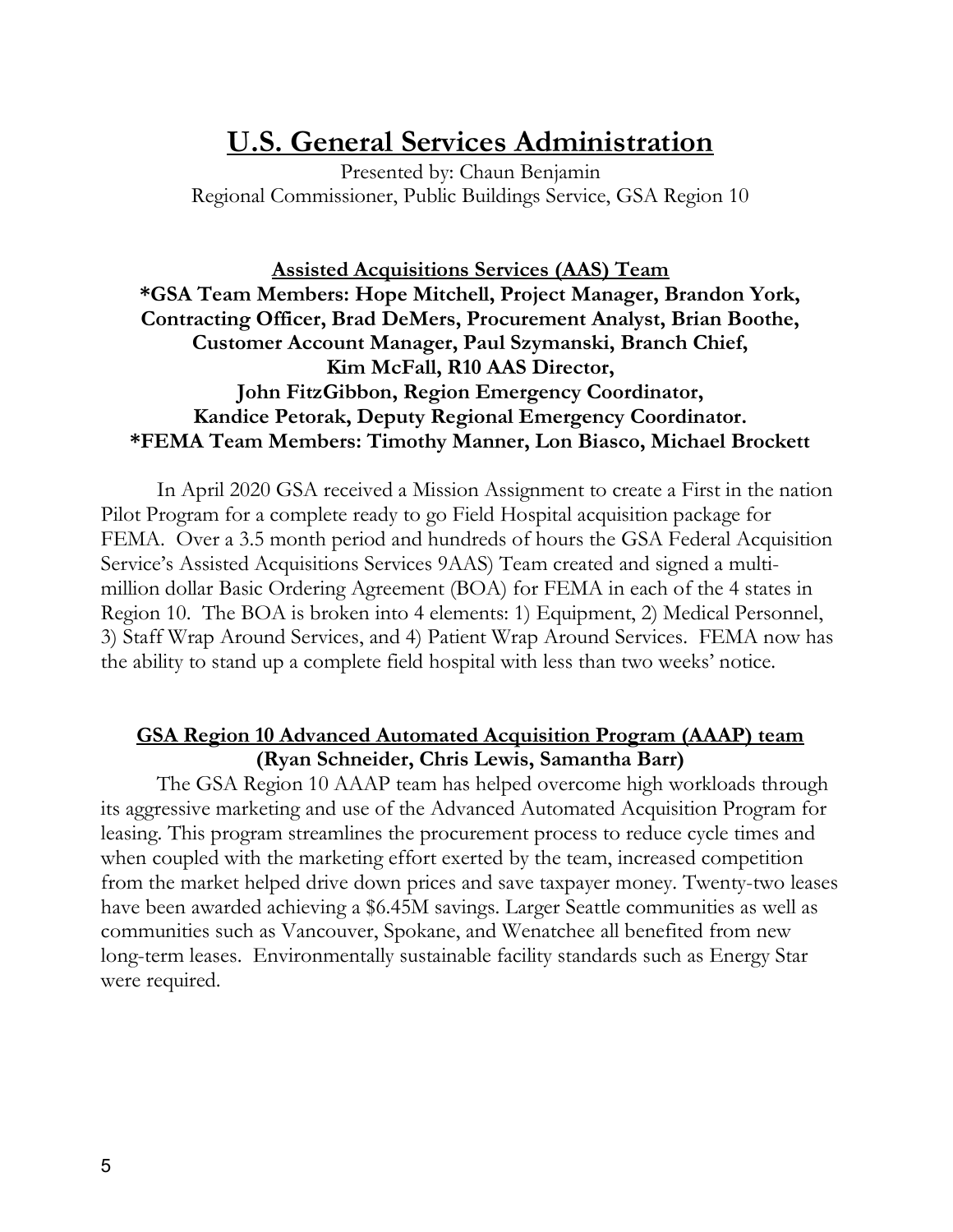# U.S. General Services Administration

Presented by: Chaun Benjamin
Regional Commissioner, Public Buildings Service, GSA Region 10

**Assisted Acquisitions Services (AAS) Team**

**\*GSA Team Members: Hope Mitchell, Project Manager, Brandon York, Contracting Officer, Brad DeMers, Procurement Analyst, Brian Boothe, Customer Account Manager, Paul Szymanski, Branch Chief, Kim McFall, R10 AAS Director, John FitzGibbon, Region Emergency Coordinator, Kandice Petorak, Deputy Regional Emergency Coordinator.**
**\*FEMA Team Members: Timothy Manner, Lon Biasco, Michael Brockett**

In April 2020 GSA received a Mission Assignment to create a First in the nation Pilot Program for a complete ready to go Field Hospital acquisition package for FEMA. Over a 3.5 month period and hundreds of hours the GSA Federal Acquisition Service's Assisted Acquisitions Services 9AAS) Team created and signed a multi-million dollar Basic Ordering Agreement (BOA) for FEMA in each of the 4 states in Region 10. The BOA is broken into 4 elements: 1) Equipment, 2) Medical Personnel, 3) Staff Wrap Around Services, and 4) Patient Wrap Around Services. FEMA now has the ability to stand up a complete field hospital with less than two weeks' notice.

**GSA Region 10 Advanced Automated Acquisition Program (AAAP) team (Ryan Schneider, Chris Lewis, Samantha Barr)**

The GSA Region 10 AAAP team has helped overcome high workloads through its aggressive marketing and use of the Advanced Automated Acquisition Program for leasing. This program streamlines the procurement process to reduce cycle times and when coupled with the marketing effort exerted by the team, increased competition from the market helped drive down prices and save taxpayer money. Twenty-two leases have been awarded achieving a $6.45M savings. Larger Seattle communities as well as communities such as Vancouver, Spokane, and Wenatchee all benefited from new long-term leases. Environmentally sustainable facility standards such as Energy Star were required.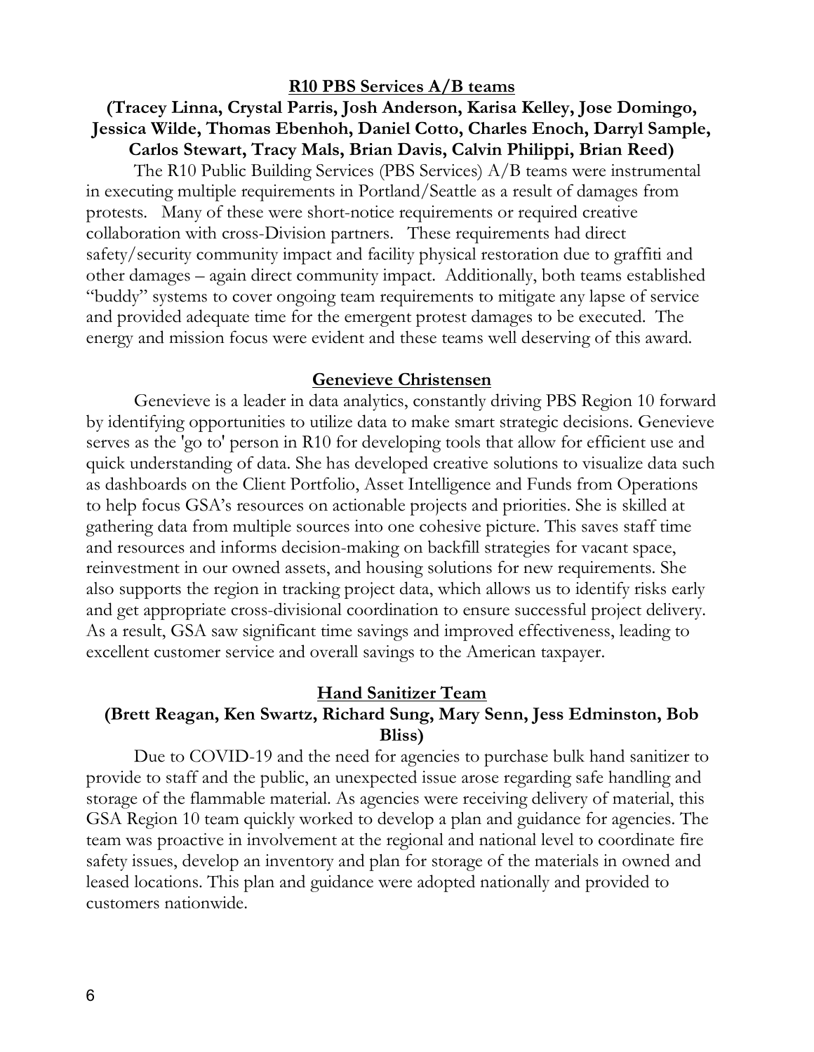## R10 PBS Services A/B teams

**(Tracey Linna, Crystal Parris, Josh Anderson, Karisa Kelley, Jose Domingo, Jessica Wilde, Thomas Ebenhoh, Daniel Cotto, Charles Enoch, Darryl Sample, Carlos Stewart, Tracy Mals, Brian Davis, Calvin Philippi, Brian Reed)**

The R10 Public Building Services (PBS Services) A/B teams were instrumental in executing multiple requirements in Portland/Seattle as a result of damages from protests. Many of these were short-notice requirements or required creative collaboration with cross-Division partners. These requirements had direct safety/security community impact and facility physical restoration due to graffiti and other damages – again direct community impact. Additionally, both teams established "buddy" systems to cover ongoing team requirements to mitigate any lapse of service and provided adequate time for the emergent protest damages to be executed. The energy and mission focus were evident and these teams well deserving of this award.

## Genevieve Christensen

Genevieve is a leader in data analytics, constantly driving PBS Region 10 forward by identifying opportunities to utilize data to make smart strategic decisions. Genevieve serves as the 'go to' person in R10 for developing tools that allow for efficient use and quick understanding of data. She has developed creative solutions to visualize data such as dashboards on the Client Portfolio, Asset Intelligence and Funds from Operations to help focus GSA's resources on actionable projects and priorities. She is skilled at gathering data from multiple sources into one cohesive picture. This saves staff time and resources and informs decision-making on backfill strategies for vacant space, reinvestment in our owned assets, and housing solutions for new requirements. She also supports the region in tracking project data, which allows us to identify risks early and get appropriate cross-divisional coordination to ensure successful project delivery. As a result, GSA saw significant time savings and improved effectiveness, leading to excellent customer service and overall savings to the American taxpayer.

## Hand Sanitizer Team

**(Brett Reagan, Ken Swartz, Richard Sung, Mary Senn, Jess Edminston, Bob Bliss)**

Due to COVID-19 and the need for agencies to purchase bulk hand sanitizer to provide to staff and the public, an unexpected issue arose regarding safe handling and storage of the flammable material. As agencies were receiving delivery of material, this GSA Region 10 team quickly worked to develop a plan and guidance for agencies. The team was proactive in involvement at the regional and national level to coordinate fire safety issues, develop an inventory and plan for storage of the materials in owned and leased locations. This plan and guidance were adopted nationally and provided to customers nationwide.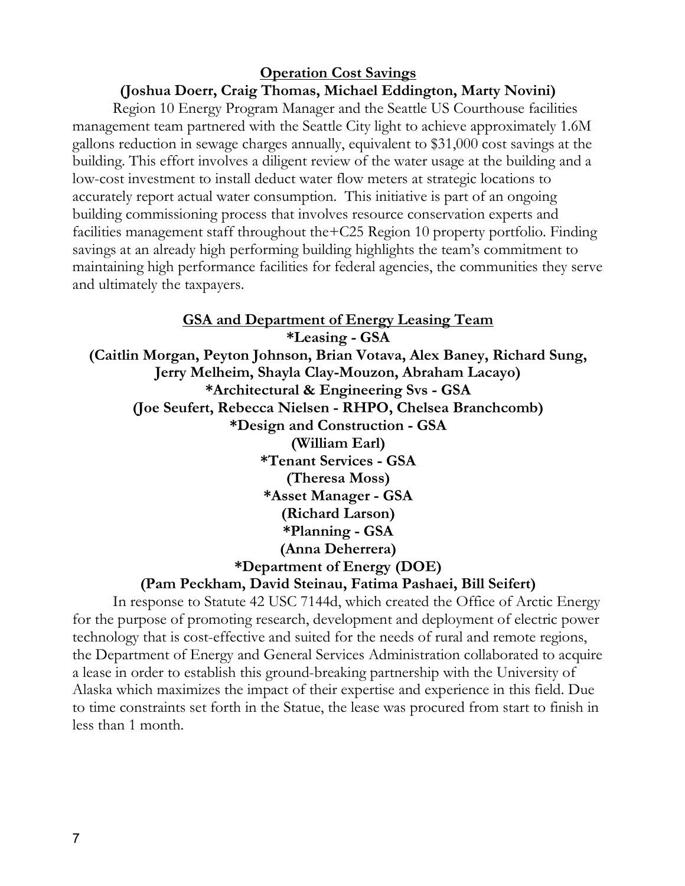**<u>Operation Cost Savings</u>**

**(Joshua Doerr, Craig Thomas, Michael Eddington, Marty Novini)**

Region 10 Energy Program Manager and the Seattle US Courthouse facilities management team partnered with the Seattle City light to achieve approximately 1.6M gallons reduction in sewage charges annually, equivalent to $31,000 cost savings at the building. This effort involves a diligent review of the water usage at the building and a low-cost investment to install deduct water flow meters at strategic locations to accurately report actual water consumption. This initiative is part of an ongoing building commissioning process that involves resource conservation experts and facilities management staff throughout the+C25 Region 10 property portfolio. Finding savings at an already high performing building highlights the team's commitment to maintaining high performance facilities for federal agencies, the communities they serve and ultimately the taxpayers.

**<u>GSA and Department of Energy Leasing Team</u>**

***Leasing - GSA**

**(Caitlin Morgan, Peyton Johnson, Brian Votava, Alex Baney, Richard Sung, Jerry Melheim, Shayla Clay-Mouzon, Abraham Lacayo)**

***Architectural & Engineering Svs - GSA**

**(Joe Seufert, Rebecca Nielsen - RHPO, Chelsea Branchcomb)**

***Design and Construction - GSA**

**(William Earl)**

***Tenant Services - GSA**

**(Theresa Moss)**

***Asset Manager - GSA**

**(Richard Larson)**

***Planning - GSA**

**(Anna Deherrera)**

***Department of Energy (DOE)**

**(Pam Peckham, David Steinau, Fatima Pashaei, Bill Seifert)**

In response to Statute 42 USC 7144d, which created the Office of Arctic Energy for the purpose of promoting research, development and deployment of electric power technology that is cost-effective and suited for the needs of rural and remote regions, the Department of Energy and General Services Administration collaborated to acquire a lease in order to establish this ground-breaking partnership with the University of Alaska which maximizes the impact of their expertise and experience in this field. Due to time constraints set forth in the Statue, the lease was procured from start to finish in less than 1 month.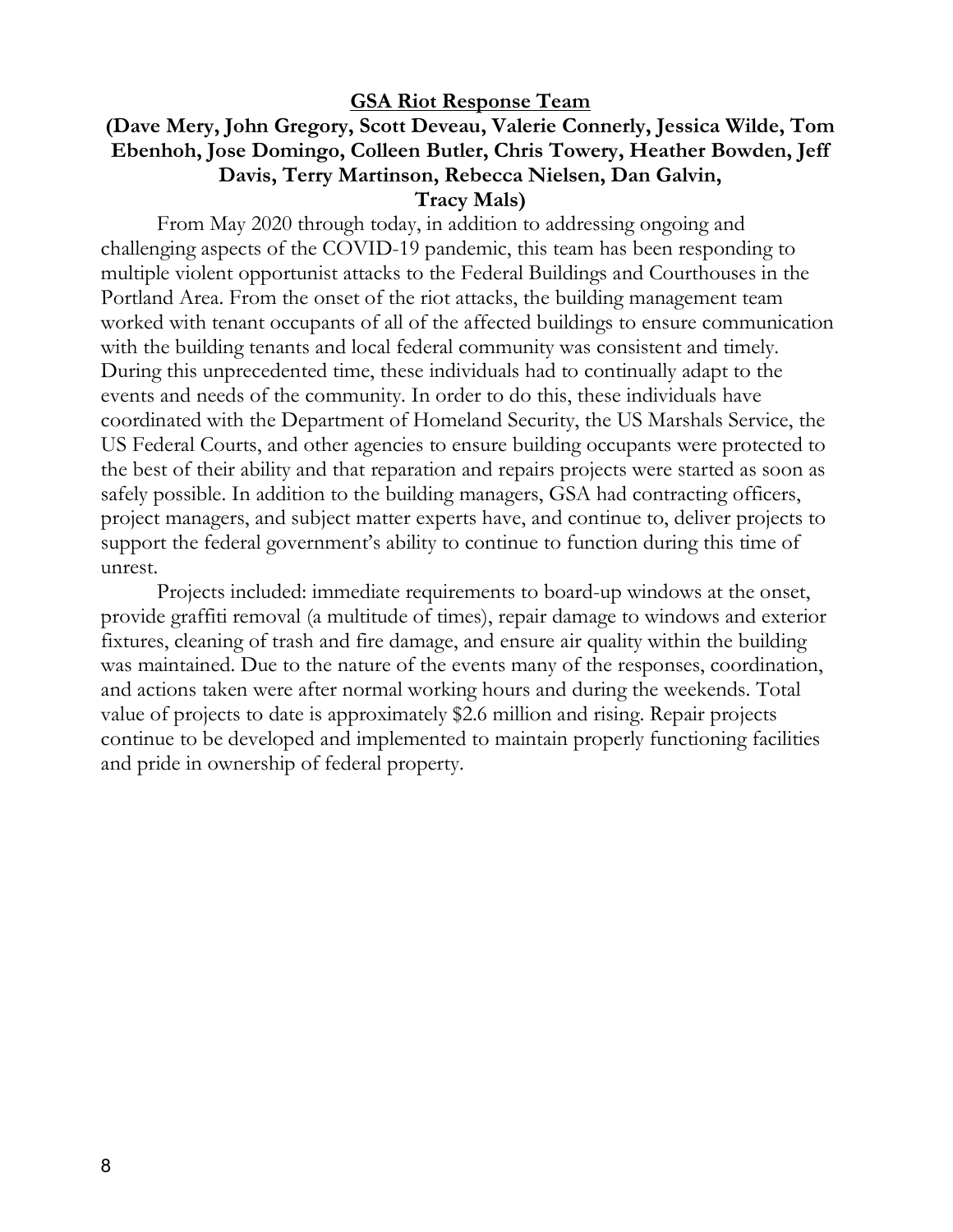## GSA Riot Response Team

**(Dave Mery, John Gregory, Scott Deveau, Valerie Connerly, Jessica Wilde, Tom Ebenhoh, Jose Domingo, Colleen Butler, Chris Towery, Heather Bowden, Jeff Davis, Terry Martinson, Rebecca Nielsen, Dan Galvin, Tracy Mals)**

From May 2020 through today, in addition to addressing ongoing and challenging aspects of the COVID-19 pandemic, this team has been responding to multiple violent opportunist attacks to the Federal Buildings and Courthouses in the Portland Area. From the onset of the riot attacks, the building management team worked with tenant occupants of all of the affected buildings to ensure communication with the building tenants and local federal community was consistent and timely. During this unprecedented time, these individuals had to continually adapt to the events and needs of the community. In order to do this, these individuals have coordinated with the Department of Homeland Security, the US Marshals Service, the US Federal Courts, and other agencies to ensure building occupants were protected to the best of their ability and that reparation and repairs projects were started as soon as safely possible. In addition to the building managers, GSA had contracting officers, project managers, and subject matter experts have, and continue to, deliver projects to support the federal government's ability to continue to function during this time of unrest.

Projects included: immediate requirements to board-up windows at the onset, provide graffiti removal (a multitude of times), repair damage to windows and exterior fixtures, cleaning of trash and fire damage, and ensure air quality within the building was maintained. Due to the nature of the events many of the responses, coordination, and actions taken were after normal working hours and during the weekends. Total value of projects to date is approximately $2.6 million and rising. Repair projects continue to be developed and implemented to maintain properly functioning facilities and pride in ownership of federal property.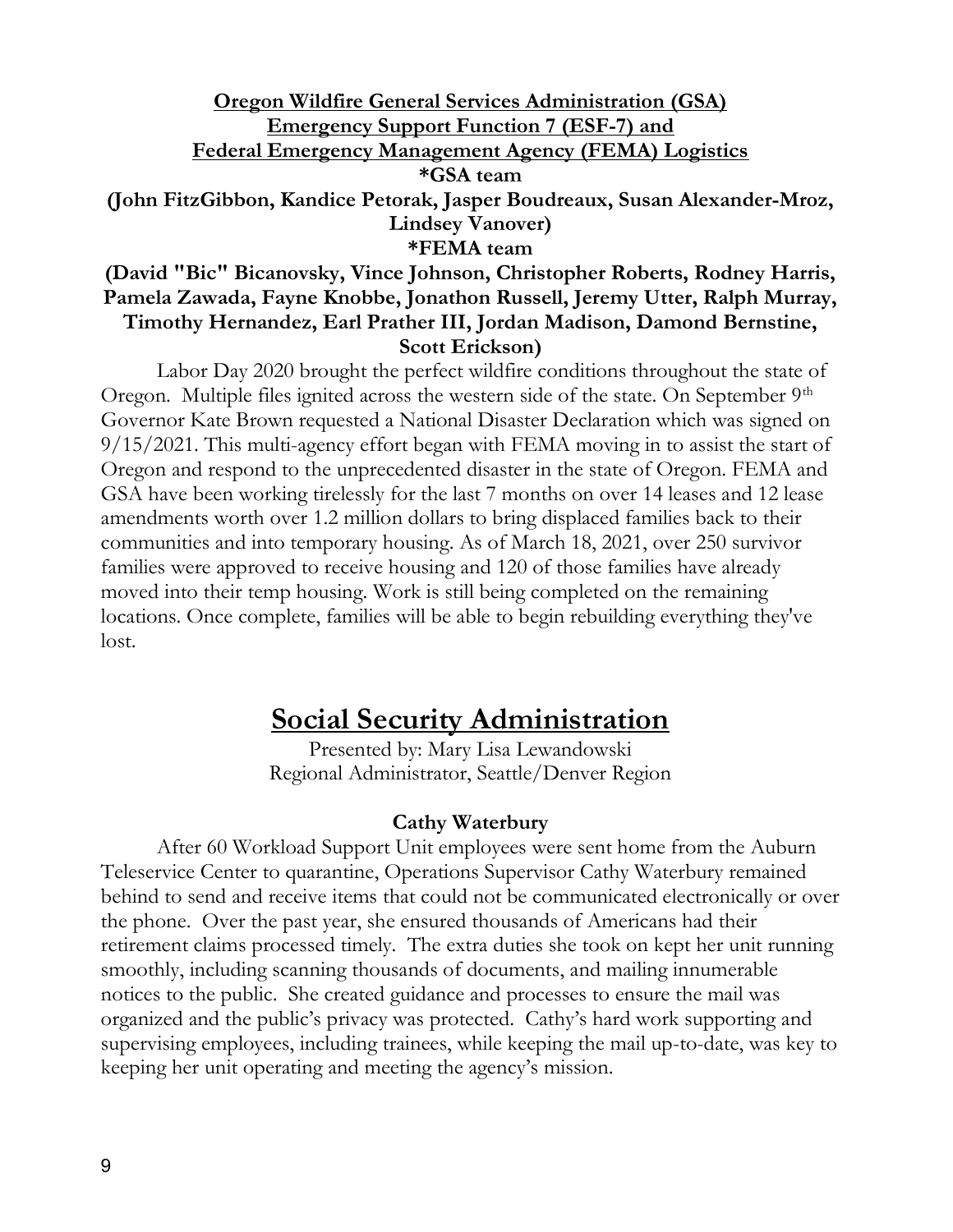**<u>Oregon Wildfire General Services Administration (GSA)</u>**
**<u>Emergency Support Function 7 (ESF-7) and</u>**
**<u>Federal Emergency Management Agency (FEMA) Logistics</u>**

**\*GSA team**

**(John FitzGibbon, Kandice Petorak, Jasper Boudreaux, Susan Alexander-Mroz, Lindsey Vanover)**

**\*FEMA team**

**(David "Bic" Bicanovsky, Vince Johnson, Christopher Roberts, Rodney Harris, Pamela Zawada, Fayne Knobbe, Jonathon Russell, Jeremy Utter, Ralph Murray, Timothy Hernandez, Earl Prather III, Jordan Madison, Damond Bernstine, Scott Erickson)**

Labor Day 2020 brought the perfect wildfire conditions throughout the state of Oregon. Multiple files ignited across the western side of the state. On September 9th Governor Kate Brown requested a National Disaster Declaration which was signed on 9/15/2021. This multi-agency effort began with FEMA moving in to assist the start of Oregon and respond to the unprecedented disaster in the state of Oregon. FEMA and GSA have been working tirelessly for the last 7 months on over 14 leases and 12 lease amendments worth over 1.2 million dollars to bring displaced families back to their communities and into temporary housing. As of March 18, 2021, over 250 survivor families were approved to receive housing and 120 of those families have already moved into their temp housing. Work is still being completed on the remaining locations. Once complete, families will be able to begin rebuilding everything they've lost.

# <u>Social Security Administration</u>

Presented by: Mary Lisa Lewandowski
Regional Administrator, Seattle/Denver Region

**Cathy Waterbury**

After 60 Workload Support Unit employees were sent home from the Auburn Teleservice Center to quarantine, Operations Supervisor Cathy Waterbury remained behind to send and receive items that could not be communicated electronically or over the phone. Over the past year, she ensured thousands of Americans had their retirement claims processed timely. The extra duties she took on kept her unit running smoothly, including scanning thousands of documents, and mailing innumerable notices to the public. She created guidance and processes to ensure the mail was organized and the public's privacy was protected. Cathy's hard work supporting and supervising employees, including trainees, while keeping the mail up-to-date, was key to keeping her unit operating and meeting the agency's mission.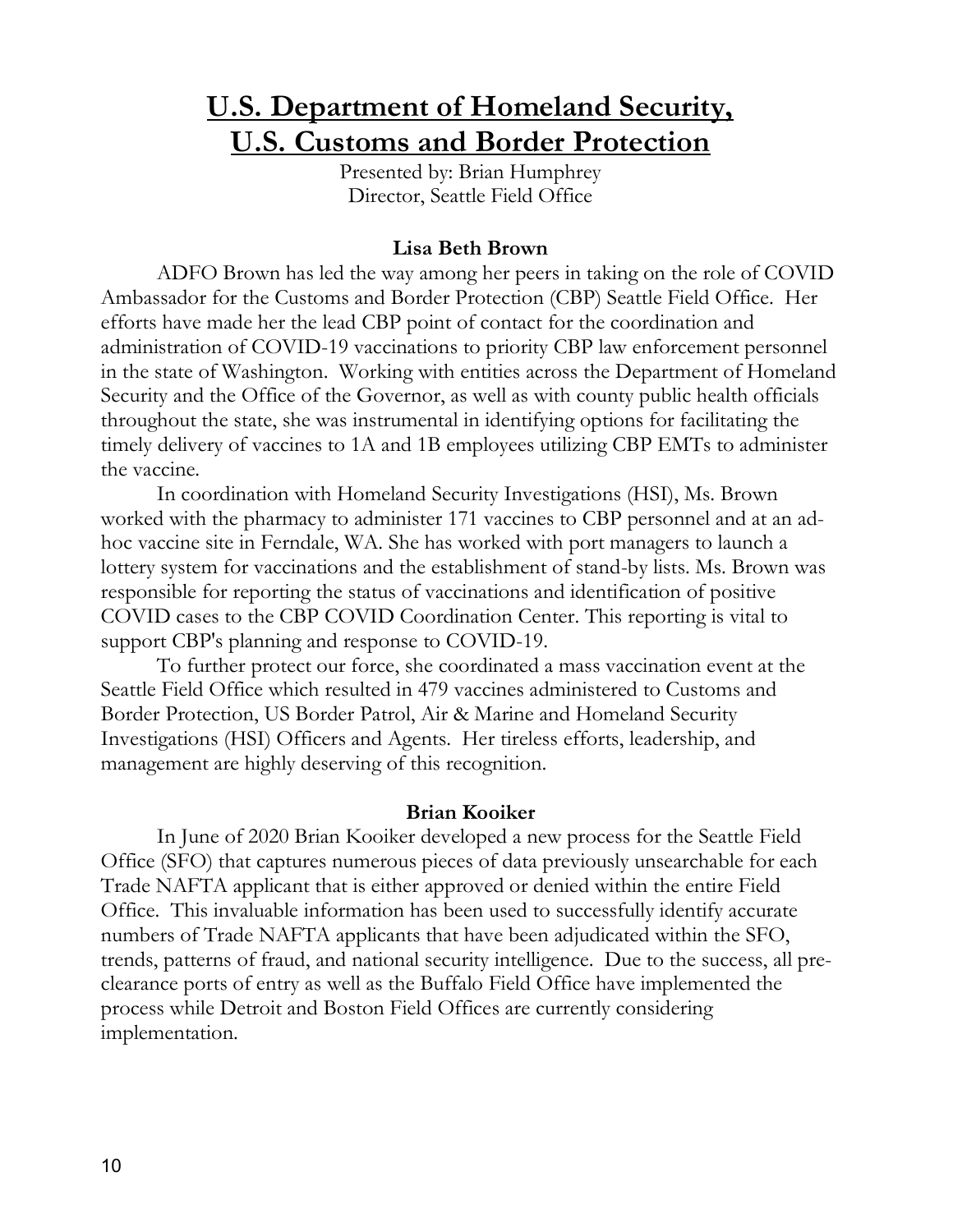# U.S. Department of Homeland Security, U.S. Customs and Border Protection

Presented by: Brian Humphrey
Director, Seattle Field Office

### Lisa Beth Brown

ADFO Brown has led the way among her peers in taking on the role of COVID Ambassador for the Customs and Border Protection (CBP) Seattle Field Office. Her efforts have made her the lead CBP point of contact for the coordination and administration of COVID-19 vaccinations to priority CBP law enforcement personnel in the state of Washington. Working with entities across the Department of Homeland Security and the Office of the Governor, as well as with county public health officials throughout the state, she was instrumental in identifying options for facilitating the timely delivery of vaccines to 1A and 1B employees utilizing CBP EMTs to administer the vaccine.

In coordination with Homeland Security Investigations (HSI), Ms. Brown worked with the pharmacy to administer 171 vaccines to CBP personnel and at an ad-hoc vaccine site in Ferndale, WA. She has worked with port managers to launch a lottery system for vaccinations and the establishment of stand-by lists. Ms. Brown was responsible for reporting the status of vaccinations and identification of positive COVID cases to the CBP COVID Coordination Center. This reporting is vital to support CBP's planning and response to COVID-19.

To further protect our force, she coordinated a mass vaccination event at the Seattle Field Office which resulted in 479 vaccines administered to Customs and Border Protection, US Border Patrol, Air & Marine and Homeland Security Investigations (HSI) Officers and Agents. Her tireless efforts, leadership, and management are highly deserving of this recognition.

### Brian Kooiker

In June of 2020 Brian Kooiker developed a new process for the Seattle Field Office (SFO) that captures numerous pieces of data previously unsearchable for each Trade NAFTA applicant that is either approved or denied within the entire Field Office. This invaluable information has been used to successfully identify accurate numbers of Trade NAFTA applicants that have been adjudicated within the SFO, trends, patterns of fraud, and national security intelligence. Due to the success, all pre-clearance ports of entry as well as the Buffalo Field Office have implemented the process while Detroit and Boston Field Offices are currently considering implementation.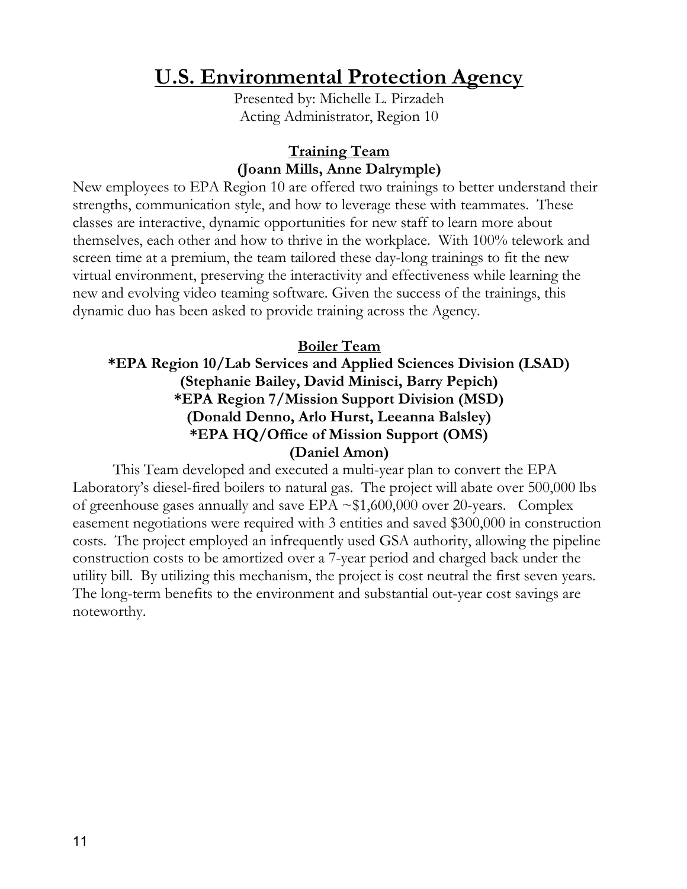# U.S. Environmental Protection Agency

Presented by: Michelle L. Pirzadeh
Acting Administrator, Region 10

### Training Team
**(Joann Mills, Anne Dalrymple)**

New employees to EPA Region 10 are offered two trainings to better understand their strengths, communication style, and how to leverage these with teammates. These classes are interactive, dynamic opportunities for new staff to learn more about themselves, each other and how to thrive in the workplace. With 100% telework and screen time at a premium, the team tailored these day-long trainings to fit the new virtual environment, preserving the interactivity and effectiveness while learning the new and evolving video teaming software. Given the success of the trainings, this dynamic duo has been asked to provide training across the Agency.

### Boiler Team
**\*EPA Region 10/Lab Services and Applied Sciences Division (LSAD)**
**(Stephanie Bailey, David Minisci, Barry Pepich)**
**\*EPA Region 7/Mission Support Division (MSD)**
**(Donald Denno, Arlo Hurst, Leeanna Balsley)**
**\*EPA HQ/Office of Mission Support (OMS)**
**(Daniel Amon)**

This Team developed and executed a multi-year plan to convert the EPA Laboratory's diesel-fired boilers to natural gas. The project will abate over 500,000 lbs of greenhouse gases annually and save EPA ~$1,600,000 over 20-years. Complex easement negotiations were required with 3 entities and saved $300,000 in construction costs. The project employed an infrequently used GSA authority, allowing the pipeline construction costs to be amortized over a 7-year period and charged back under the utility bill. By utilizing this mechanism, the project is cost neutral the first seven years. The long-term benefits to the environment and substantial out-year cost savings are noteworthy.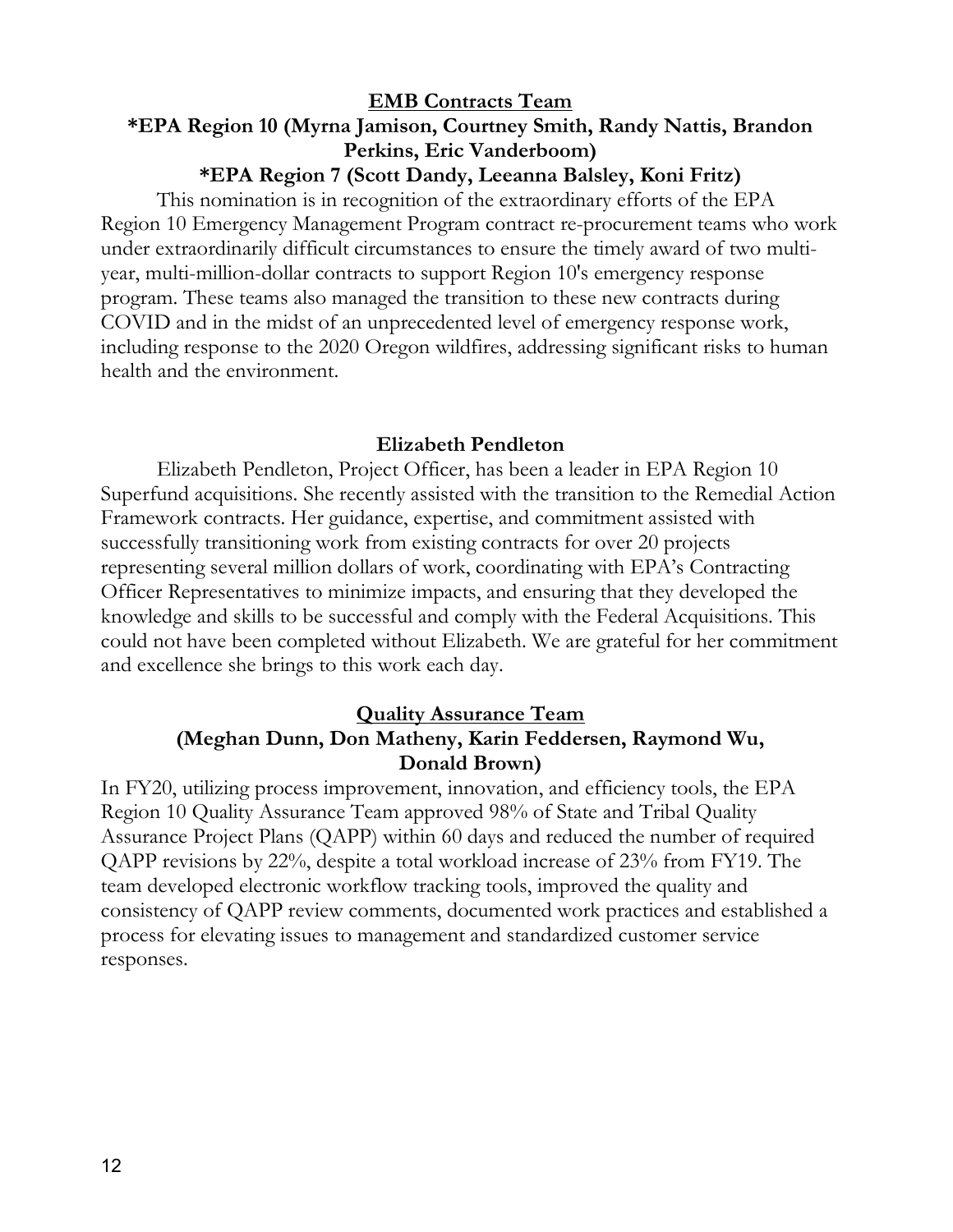## EMB Contracts Team

**\*EPA Region 10 (Myrna Jamison, Courtney Smith, Randy Nattis, Brandon Perkins, Eric Vanderboom)**

**\*EPA Region 7 (Scott Dandy, Leeanna Balsley, Koni Fritz)**

This nomination is in recognition of the extraordinary efforts of the EPA Region 10 Emergency Management Program contract re-procurement teams who work under extraordinarily difficult circumstances to ensure the timely award of two multi-year, multi-million-dollar contracts to support Region 10's emergency response program. These teams also managed the transition to these new contracts during COVID and in the midst of an unprecedented level of emergency response work, including response to the 2020 Oregon wildfires, addressing significant risks to human health and the environment.

## Elizabeth Pendleton

Elizabeth Pendleton, Project Officer, has been a leader in EPA Region 10 Superfund acquisitions. She recently assisted with the transition to the Remedial Action Framework contracts. Her guidance, expertise, and commitment assisted with successfully transitioning work from existing contracts for over 20 projects representing several million dollars of work, coordinating with EPA's Contracting Officer Representatives to minimize impacts, and ensuring that they developed the knowledge and skills to be successful and comply with the Federal Acquisitions. This could not have been completed without Elizabeth. We are grateful for her commitment and excellence she brings to this work each day.

## Quality Assurance Team

**(Meghan Dunn, Don Matheny, Karin Feddersen, Raymond Wu, Donald Brown)**

In FY20, utilizing process improvement, innovation, and efficiency tools, the EPA Region 10 Quality Assurance Team approved 98% of State and Tribal Quality Assurance Project Plans (QAPP) within 60 days and reduced the number of required QAPP revisions by 22%, despite a total workload increase of 23% from FY19. The team developed electronic workflow tracking tools, improved the quality and consistency of QAPP review comments, documented work practices and established a process for elevating issues to management and standardized customer service responses.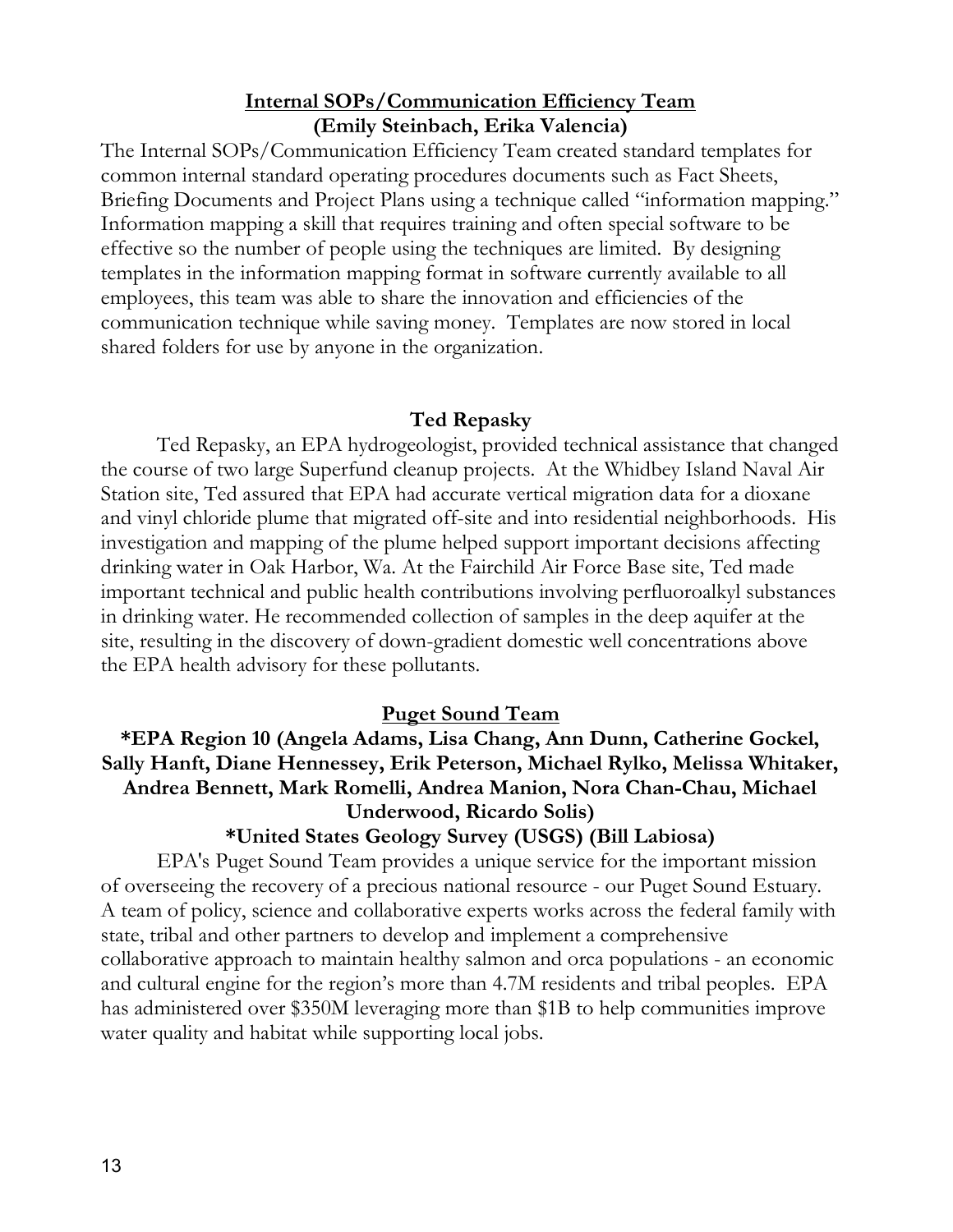## **Internal SOPs/Communication Efficiency Team**

**(Emily Steinbach, Erika Valencia)**

The Internal SOPs/Communication Efficiency Team created standard templates for common internal standard operating procedures documents such as Fact Sheets, Briefing Documents and Project Plans using a technique called "information mapping." Information mapping a skill that requires training and often special software to be effective so the number of people using the techniques are limited. By designing templates in the information mapping format in software currently available to all employees, this team was able to share the innovation and efficiencies of the communication technique while saving money. Templates are now stored in local shared folders for use by anyone in the organization.

## **Ted Repasky**

Ted Repasky, an EPA hydrogeologist, provided technical assistance that changed the course of two large Superfund cleanup projects. At the Whidbey Island Naval Air Station site, Ted assured that EPA had accurate vertical migration data for a dioxane and vinyl chloride plume that migrated off-site and into residential neighborhoods. His investigation and mapping of the plume helped support important decisions affecting drinking water in Oak Harbor, Wa. At the Fairchild Air Force Base site, Ted made important technical and public health contributions involving perfluoroalkyl substances in drinking water. He recommended collection of samples in the deep aquifer at the site, resulting in the discovery of down-gradient domestic well concentrations above the EPA health advisory for these pollutants.

## **Puget Sound Team**

**\*EPA Region 10 (Angela Adams, Lisa Chang, Ann Dunn, Catherine Gockel, Sally Hanft, Diane Hennessey, Erik Peterson, Michael Rylko, Melissa Whitaker, Andrea Bennett, Mark Romelli, Andrea Manion, Nora Chan-Chau, Michael Underwood, Ricardo Solis)**

**\*United States Geology Survey (USGS) (Bill Labiosa)**

EPA's Puget Sound Team provides a unique service for the important mission of overseeing the recovery of a precious national resource - our Puget Sound Estuary. A team of policy, science and collaborative experts works across the federal family with state, tribal and other partners to develop and implement a comprehensive collaborative approach to maintain healthy salmon and orca populations - an economic and cultural engine for the region's more than 4.7M residents and tribal peoples. EPA has administered over $350M leveraging more than $1B to help communities improve water quality and habitat while supporting local jobs.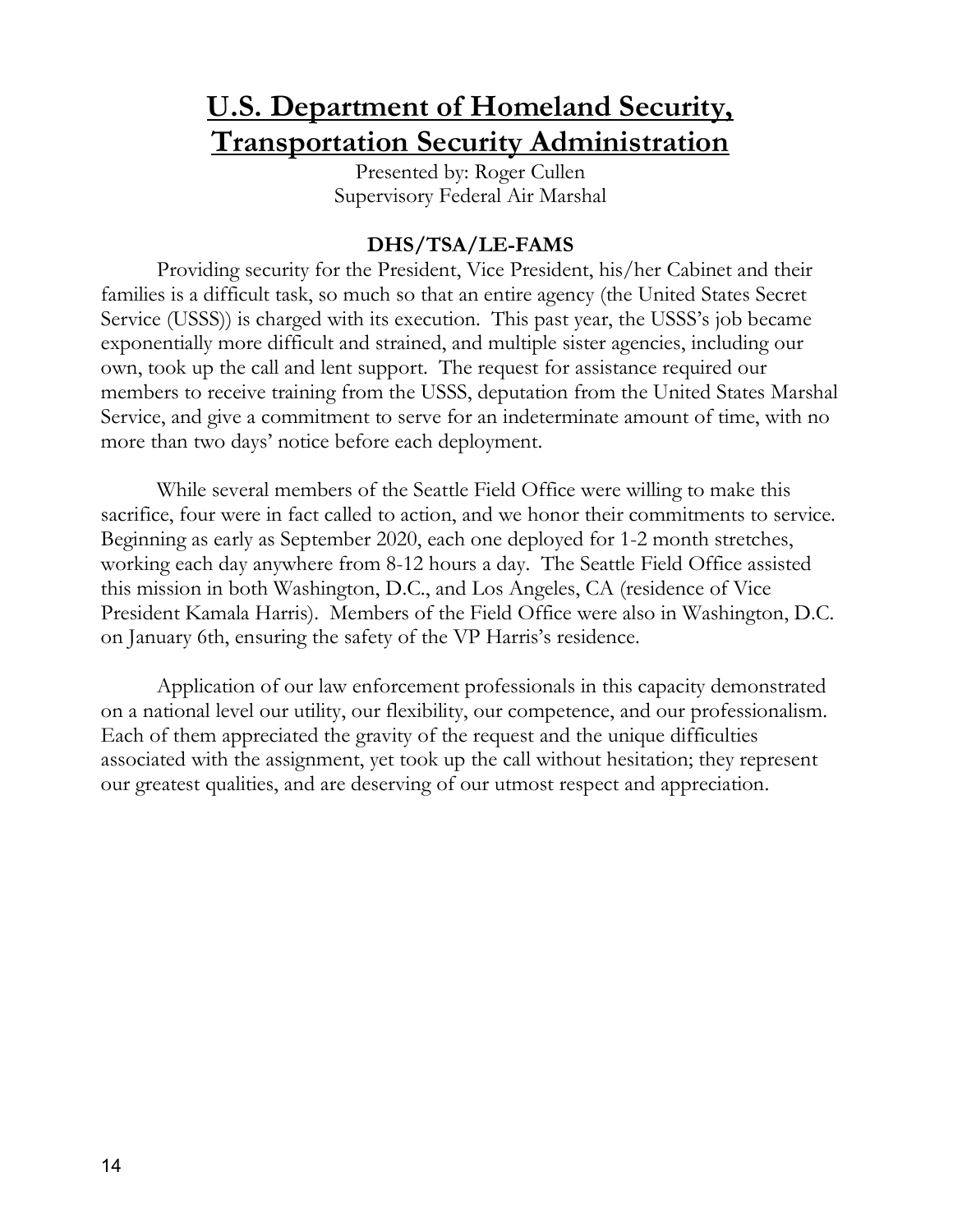# U.S. Department of Homeland Security, Transportation Security Administration

Presented by: Roger Cullen
Supervisory Federal Air Marshal

**DHS/TSA/LE-FAMS**

Providing security for the President, Vice President, his/her Cabinet and their families is a difficult task, so much so that an entire agency (the United States Secret Service (USSS)) is charged with its execution. This past year, the USSS's job became exponentially more difficult and strained, and multiple sister agencies, including our own, took up the call and lent support. The request for assistance required our members to receive training from the USSS, deputation from the United States Marshal Service, and give a commitment to serve for an indeterminate amount of time, with no more than two days' notice before each deployment.

While several members of the Seattle Field Office were willing to make this sacrifice, four were in fact called to action, and we honor their commitments to service. Beginning as early as September 2020, each one deployed for 1-2 month stretches, working each day anywhere from 8-12 hours a day. The Seattle Field Office assisted this mission in both Washington, D.C., and Los Angeles, CA (residence of Vice President Kamala Harris). Members of the Field Office were also in Washington, D.C. on January 6th, ensuring the safety of the VP Harris's residence.

Application of our law enforcement professionals in this capacity demonstrated on a national level our utility, our flexibility, our competence, and our professionalism. Each of them appreciated the gravity of the request and the unique difficulties associated with the assignment, yet took up the call without hesitation; they represent our greatest qualities, and are deserving of our utmost respect and appreciation.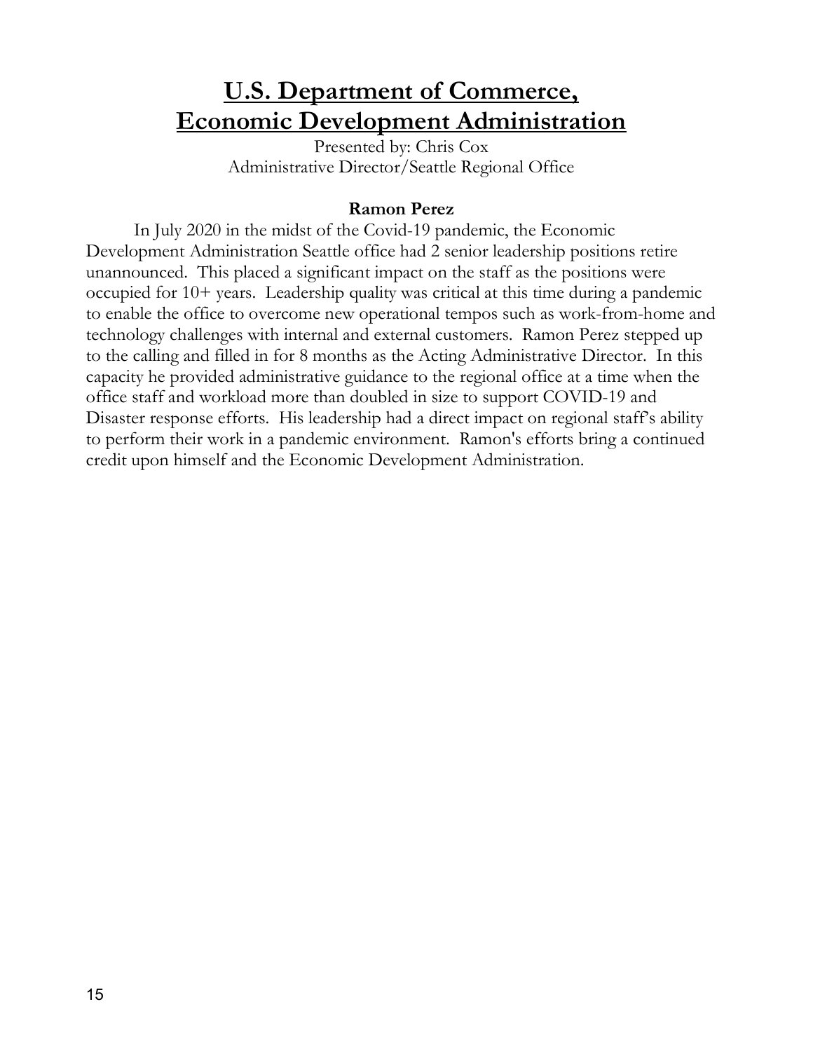# U.S. Department of Commerce, Economic Development Administration

Presented by: Chris Cox
Administrative Director/Seattle Regional Office

**Ramon Perez**

In July 2020 in the midst of the Covid-19 pandemic, the Economic Development Administration Seattle office had 2 senior leadership positions retire unannounced. This placed a significant impact on the staff as the positions were occupied for 10+ years. Leadership quality was critical at this time during a pandemic to enable the office to overcome new operational tempos such as work-from-home and technology challenges with internal and external customers. Ramon Perez stepped up to the calling and filled in for 8 months as the Acting Administrative Director. In this capacity he provided administrative guidance to the regional office at a time when the office staff and workload more than doubled in size to support COVID-19 and Disaster response efforts. His leadership had a direct impact on regional staff's ability to perform their work in a pandemic environment. Ramon's efforts bring a continued credit upon himself and the Economic Development Administration.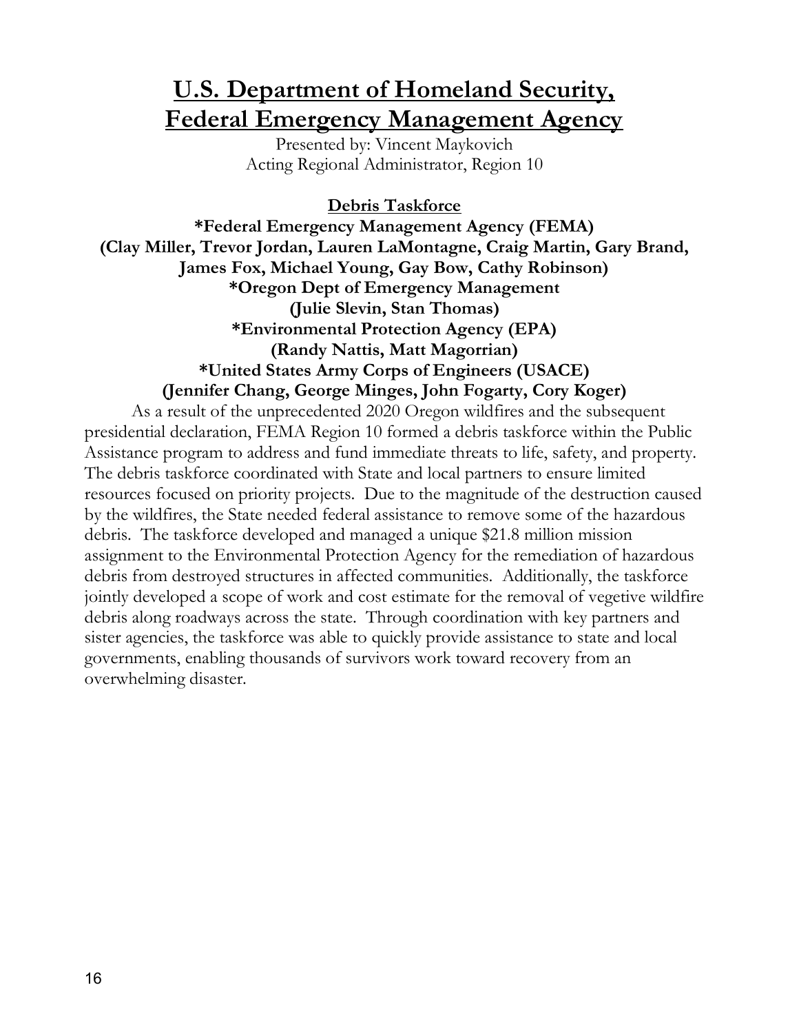# U.S. Department of Homeland Security, Federal Emergency Management Agency

Presented by: Vincent Maykovich
Acting Regional Administrator, Region 10

## Debris Taskforce

**\*Federal Emergency Management Agency (FEMA)**
**(Clay Miller, Trevor Jordan, Lauren LaMontagne, Craig Martin, Gary Brand, James Fox, Michael Young, Gay Bow, Cathy Robinson)**
**\*Oregon Dept of Emergency Management**
**(Julie Slevin, Stan Thomas)**
**\*Environmental Protection Agency (EPA)**
**(Randy Nattis, Matt Magorrian)**
**\*United States Army Corps of Engineers (USACE)**
**(Jennifer Chang, George Minges, John Fogarty, Cory Koger)**

As a result of the unprecedented 2020 Oregon wildfires and the subsequent presidential declaration, FEMA Region 10 formed a debris taskforce within the Public Assistance program to address and fund immediate threats to life, safety, and property. The debris taskforce coordinated with State and local partners to ensure limited resources focused on priority projects. Due to the magnitude of the destruction caused by the wildfires, the State needed federal assistance to remove some of the hazardous debris. The taskforce developed and managed a unique $21.8 million mission assignment to the Environmental Protection Agency for the remediation of hazardous debris from destroyed structures in affected communities. Additionally, the taskforce jointly developed a scope of work and cost estimate for the removal of vegetive wildfire debris along roadways across the state. Through coordination with key partners and sister agencies, the taskforce was able to quickly provide assistance to state and local governments, enabling thousands of survivors work toward recovery from an overwhelming disaster.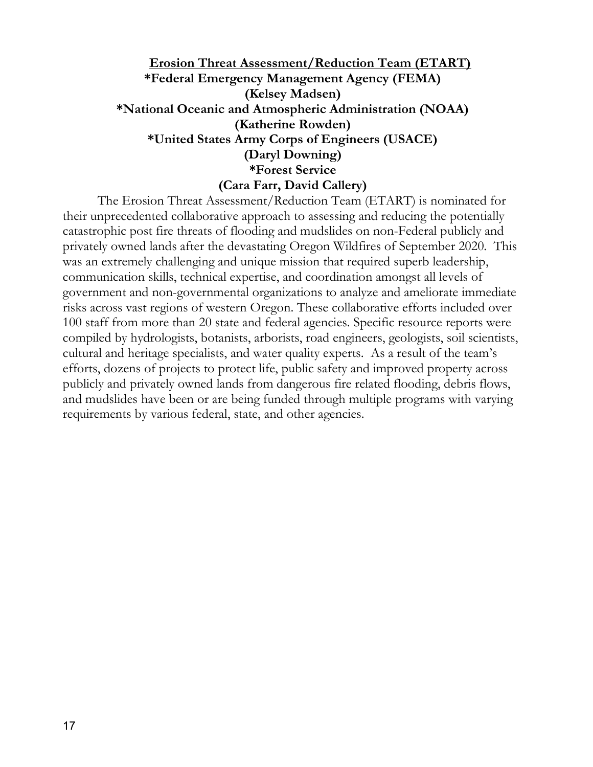## Erosion Threat Assessment/Reduction Team (ETART)

**\*Federal Emergency Management Agency (FEMA)**
**(Kelsey Madsen)**
**\*National Oceanic and Atmospheric Administration (NOAA)**
**(Katherine Rowden)**
**\*United States Army Corps of Engineers (USACE)**
**(Daryl Downing)**
**\*Forest Service**
**(Cara Farr, David Callery)**

The Erosion Threat Assessment/Reduction Team (ETART) is nominated for their unprecedented collaborative approach to assessing and reducing the potentially catastrophic post fire threats of flooding and mudslides on non-Federal publicly and privately owned lands after the devastating Oregon Wildfires of September 2020. This was an extremely challenging and unique mission that required superb leadership, communication skills, technical expertise, and coordination amongst all levels of government and non-governmental organizations to analyze and ameliorate immediate risks across vast regions of western Oregon. These collaborative efforts included over 100 staff from more than 20 state and federal agencies. Specific resource reports were compiled by hydrologists, botanists, arborists, road engineers, geologists, soil scientists, cultural and heritage specialists, and water quality experts. As a result of the team's efforts, dozens of projects to protect life, public safety and improved property across publicly and privately owned lands from dangerous fire related flooding, debris flows, and mudslides have been or are being funded through multiple programs with varying requirements by various federal, state, and other agencies.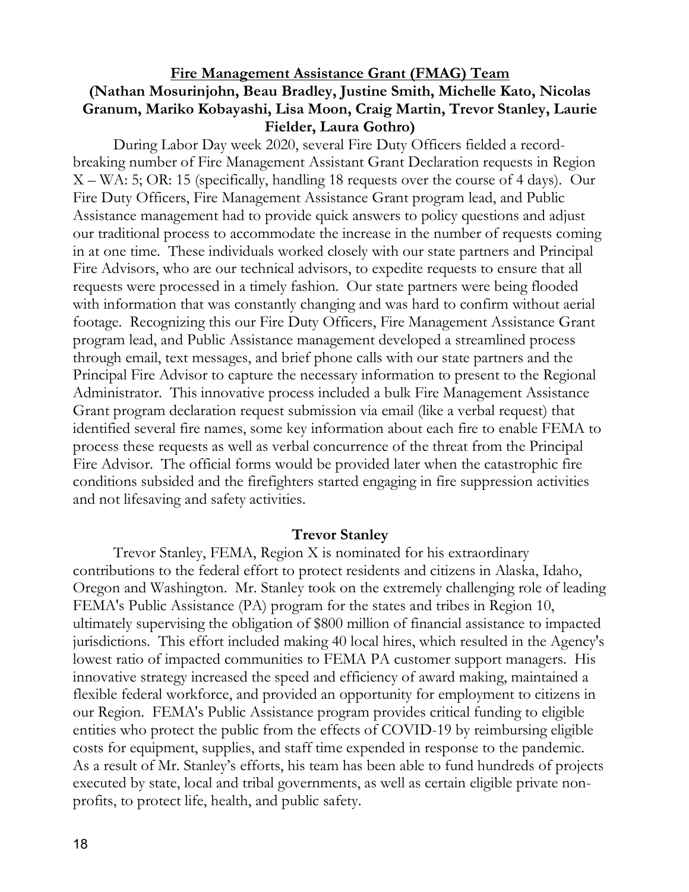## Fire Management Assistance Grant (FMAG) Team

**(Nathan Mosurinjohn, Beau Bradley, Justine Smith, Michelle Kato, Nicolas Granum, Mariko Kobayashi, Lisa Moon, Craig Martin, Trevor Stanley, Laurie Fielder, Laura Gothro)**

During Labor Day week 2020, several Fire Duty Officers fielded a record-breaking number of Fire Management Assistant Grant Declaration requests in Region X – WA: 5; OR: 15 (specifically, handling 18 requests over the course of 4 days). Our Fire Duty Officers, Fire Management Assistance Grant program lead, and Public Assistance management had to provide quick answers to policy questions and adjust our traditional process to accommodate the increase in the number of requests coming in at one time. These individuals worked closely with our state partners and Principal Fire Advisors, who are our technical advisors, to expedite requests to ensure that all requests were processed in a timely fashion. Our state partners were being flooded with information that was constantly changing and was hard to confirm without aerial footage. Recognizing this our Fire Duty Officers, Fire Management Assistance Grant program lead, and Public Assistance management developed a streamlined process through email, text messages, and brief phone calls with our state partners and the Principal Fire Advisor to capture the necessary information to present to the Regional Administrator. This innovative process included a bulk Fire Management Assistance Grant program declaration request submission via email (like a verbal request) that identified several fire names, some key information about each fire to enable FEMA to process these requests as well as verbal concurrence of the threat from the Principal Fire Advisor. The official forms would be provided later when the catastrophic fire conditions subsided and the firefighters started engaging in fire suppression activities and not lifesaving and safety activities.

## Trevor Stanley

Trevor Stanley, FEMA, Region X is nominated for his extraordinary contributions to the federal effort to protect residents and citizens in Alaska, Idaho, Oregon and Washington. Mr. Stanley took on the extremely challenging role of leading FEMA's Public Assistance (PA) program for the states and tribes in Region 10, ultimately supervising the obligation of $800 million of financial assistance to impacted jurisdictions. This effort included making 40 local hires, which resulted in the Agency's lowest ratio of impacted communities to FEMA PA customer support managers. His innovative strategy increased the speed and efficiency of award making, maintained a flexible federal workforce, and provided an opportunity for employment to citizens in our Region. FEMA's Public Assistance program provides critical funding to eligible entities who protect the public from the effects of COVID-19 by reimbursing eligible costs for equipment, supplies, and staff time expended in response to the pandemic. As a result of Mr. Stanley's efforts, his team has been able to fund hundreds of projects executed by state, local and tribal governments, as well as certain eligible private non-profits, to protect life, health, and public safety.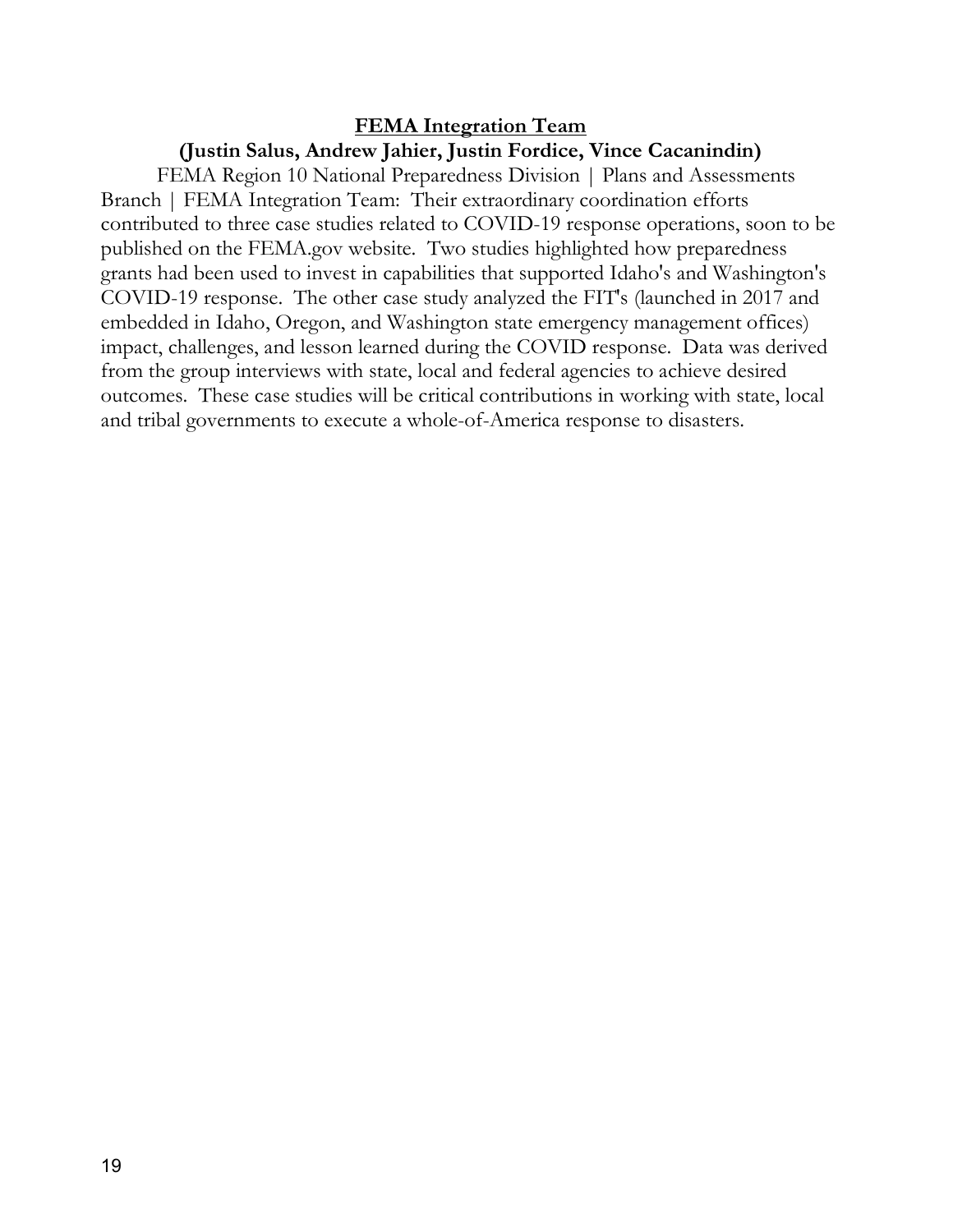## **FEMA Integration Team**

**(Justin Salus, Andrew Jahier, Justin Fordice, Vince Cacanindin)**

FEMA Region 10 National Preparedness Division | Plans and Assessments Branch | FEMA Integration Team: Their extraordinary coordination efforts contributed to three case studies related to COVID-19 response operations, soon to be published on the FEMA.gov website. Two studies highlighted how preparedness grants had been used to invest in capabilities that supported Idaho's and Washington's COVID-19 response. The other case study analyzed the FIT's (launched in 2017 and embedded in Idaho, Oregon, and Washington state emergency management offices) impact, challenges, and lesson learned during the COVID response. Data was derived from the group interviews with state, local and federal agencies to achieve desired outcomes. These case studies will be critical contributions in working with state, local and tribal governments to execute a whole-of-America response to disasters.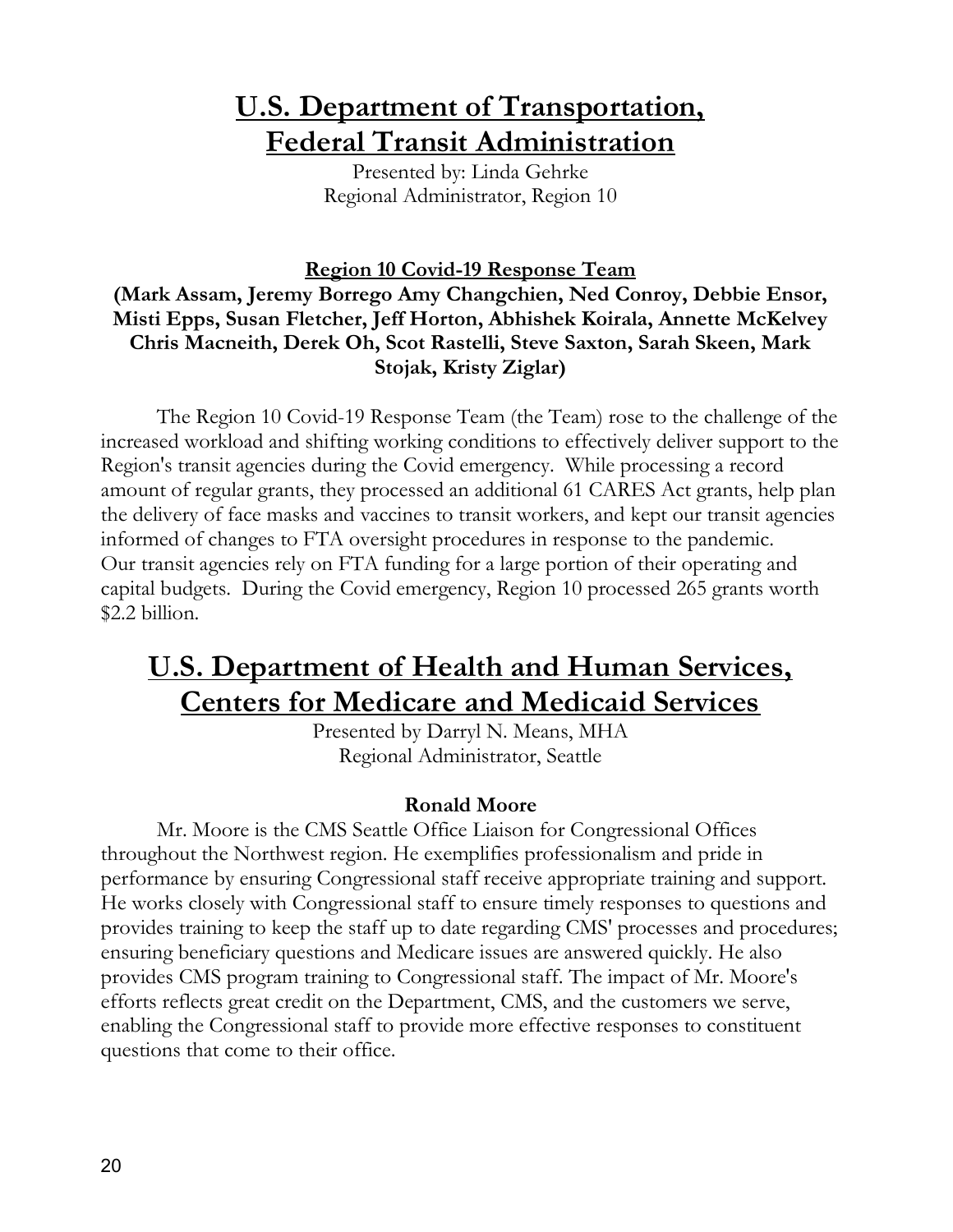# U.S. Department of Transportation, Federal Transit Administration

Presented by: Linda Gehrke
Regional Administrator, Region 10

### Region 10 Covid-19 Response Team

**(Mark Assam, Jeremy Borrego Amy Changchien, Ned Conroy, Debbie Ensor, Misti Epps, Susan Fletcher, Jeff Horton, Abhishek Koirala, Annette McKelvey Chris Macneith, Derek Oh, Scot Rastelli, Steve Saxton, Sarah Skeen, Mark Stojak, Kristy Ziglar)**

The Region 10 Covid-19 Response Team (the Team) rose to the challenge of the increased workload and shifting working conditions to effectively deliver support to the Region's transit agencies during the Covid emergency. While processing a record amount of regular grants, they processed an additional 61 CARES Act grants, help plan the delivery of face masks and vaccines to transit workers, and kept our transit agencies informed of changes to FTA oversight procedures in response to the pandemic. Our transit agencies rely on FTA funding for a large portion of their operating and capital budgets. During the Covid emergency, Region 10 processed 265 grants worth $2.2 billion.

# U.S. Department of Health and Human Services, Centers for Medicare and Medicaid Services

Presented by Darryl N. Means, MHA
Regional Administrator, Seattle

### Ronald Moore

Mr. Moore is the CMS Seattle Office Liaison for Congressional Offices throughout the Northwest region. He exemplifies professionalism and pride in performance by ensuring Congressional staff receive appropriate training and support. He works closely with Congressional staff to ensure timely responses to questions and provides training to keep the staff up to date regarding CMS' processes and procedures; ensuring beneficiary questions and Medicare issues are answered quickly. He also provides CMS program training to Congressional staff. The impact of Mr. Moore's efforts reflects great credit on the Department, CMS, and the customers we serve, enabling the Congressional staff to provide more effective responses to constituent questions that come to their office.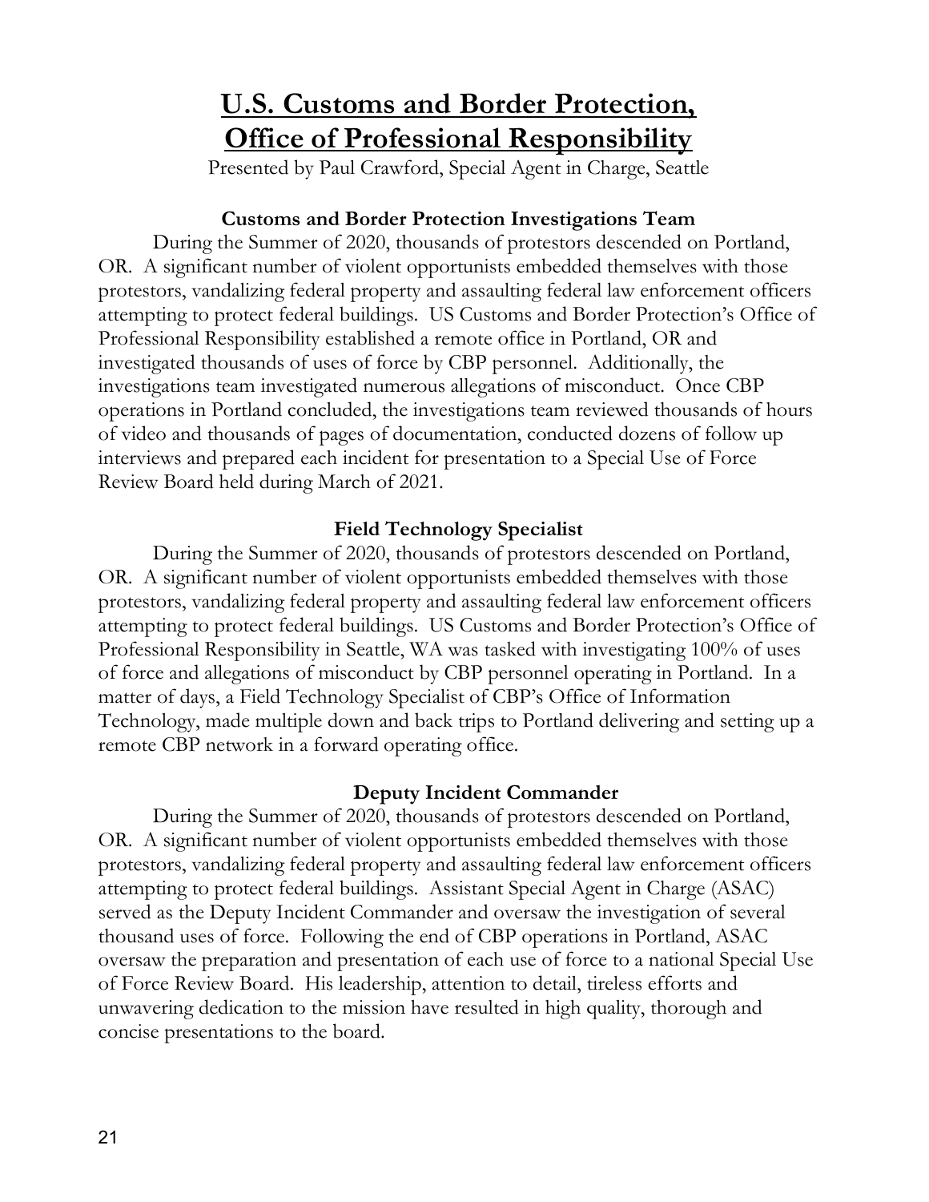# U.S. Customs and Border Protection, Office of Professional Responsibility

Presented by Paul Crawford, Special Agent in Charge, Seattle

### Customs and Border Protection Investigations Team

During the Summer of 2020, thousands of protestors descended on Portland, OR. A significant number of violent opportunists embedded themselves with those protestors, vandalizing federal property and assaulting federal law enforcement officers attempting to protect federal buildings. US Customs and Border Protection's Office of Professional Responsibility established a remote office in Portland, OR and investigated thousands of uses of force by CBP personnel. Additionally, the investigations team investigated numerous allegations of misconduct. Once CBP operations in Portland concluded, the investigations team reviewed thousands of hours of video and thousands of pages of documentation, conducted dozens of follow up interviews and prepared each incident for presentation to a Special Use of Force Review Board held during March of 2021.

### Field Technology Specialist

During the Summer of 2020, thousands of protestors descended on Portland, OR. A significant number of violent opportunists embedded themselves with those protestors, vandalizing federal property and assaulting federal law enforcement officers attempting to protect federal buildings. US Customs and Border Protection's Office of Professional Responsibility in Seattle, WA was tasked with investigating 100% of uses of force and allegations of misconduct by CBP personnel operating in Portland. In a matter of days, a Field Technology Specialist of CBP's Office of Information Technology, made multiple down and back trips to Portland delivering and setting up a remote CBP network in a forward operating office.

### Deputy Incident Commander

During the Summer of 2020, thousands of protestors descended on Portland, OR. A significant number of violent opportunists embedded themselves with those protestors, vandalizing federal property and assaulting federal law enforcement officers attempting to protect federal buildings. Assistant Special Agent in Charge (ASAC) served as the Deputy Incident Commander and oversaw the investigation of several thousand uses of force. Following the end of CBP operations in Portland, ASAC oversaw the preparation and presentation of each use of force to a national Special Use of Force Review Board. His leadership, attention to detail, tireless efforts and unwavering dedication to the mission have resulted in high quality, thorough and concise presentations to the board.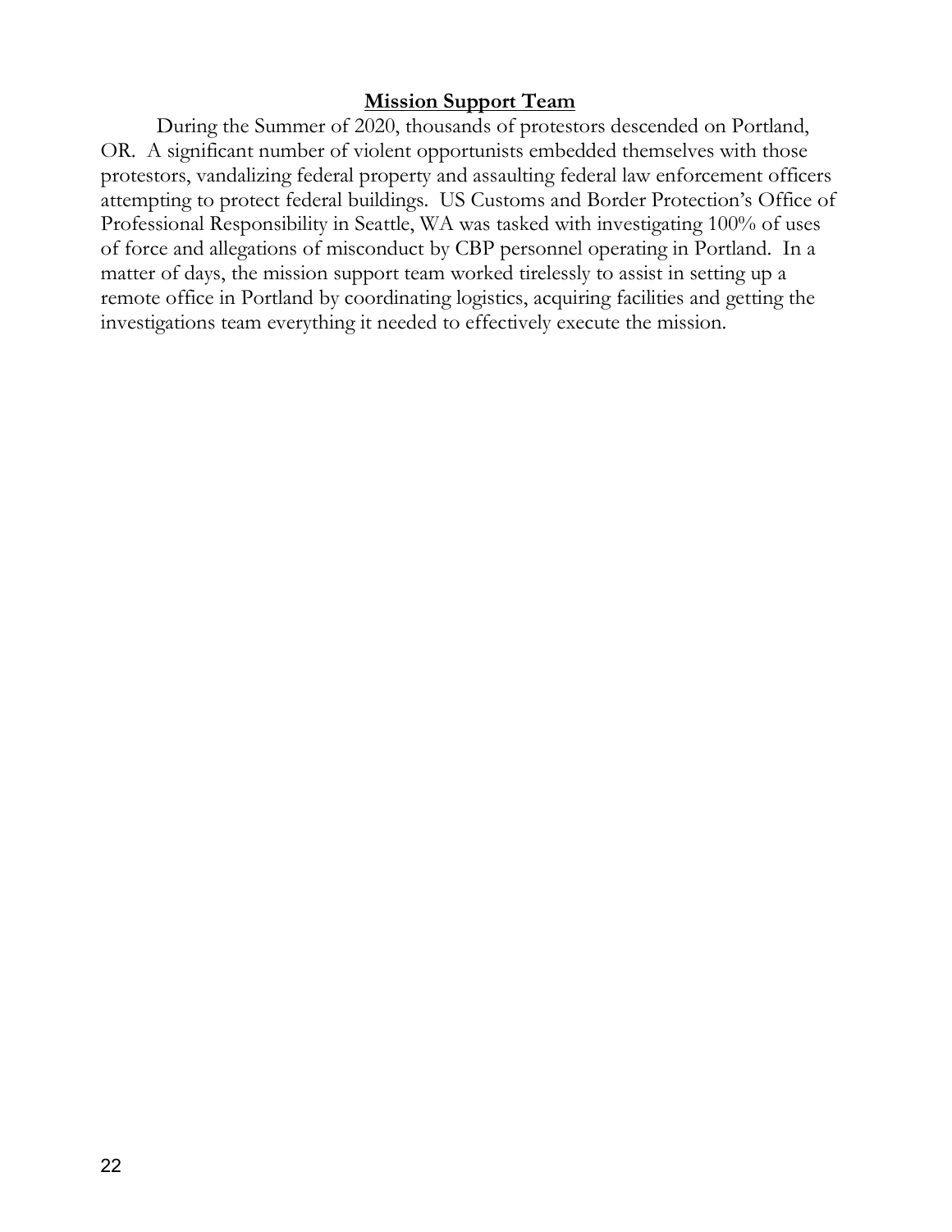## Mission Support Team

During the Summer of 2020, thousands of protestors descended on Portland, OR. A significant number of violent opportunists embedded themselves with those protestors, vandalizing federal property and assaulting federal law enforcement officers attempting to protect federal buildings. US Customs and Border Protection's Office of Professional Responsibility in Seattle, WA was tasked with investigating 100% of uses of force and allegations of misconduct by CBP personnel operating in Portland. In a matter of days, the mission support team worked tirelessly to assist in setting up a remote office in Portland by coordinating logistics, acquiring facilities and getting the investigations team everything it needed to effectively execute the mission.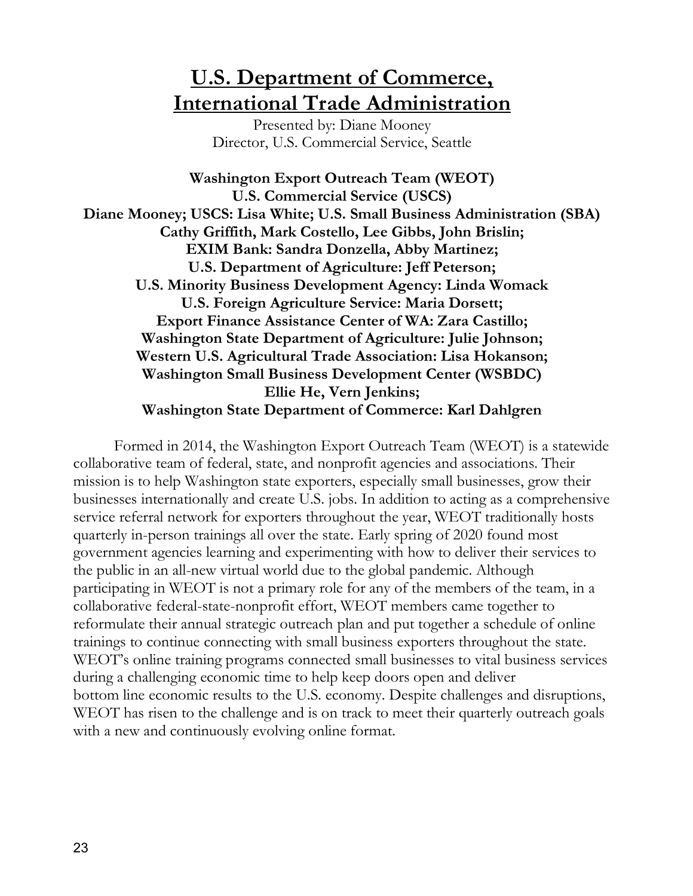# U.S. Department of Commerce, International Trade Administration

Presented by: Diane Mooney
Director, U.S. Commercial Service, Seattle

**Washington Export Outreach Team (WEOT)**
**U.S. Commercial Service (USCS)**
**Diane Mooney; USCS: Lisa White; U.S. Small Business Administration (SBA)**
**Cathy Griffith, Mark Costello, Lee Gibbs, John Brislin;**
**EXIM Bank: Sandra Donzella, Abby Martinez;**
**U.S. Department of Agriculture: Jeff Peterson;**
**U.S. Minority Business Development Agency: Linda Womack**
**U.S. Foreign Agriculture Service: Maria Dorsett;**
**Export Finance Assistance Center of WA: Zara Castillo;**
**Washington State Department of Agriculture: Julie Johnson;**
**Western U.S. Agricultural Trade Association: Lisa Hokanson;**
**Washington Small Business Development Center (WSBDC)**
**Ellie He, Vern Jenkins;**
**Washington State Department of Commerce: Karl Dahlgren**

Formed in 2014, the Washington Export Outreach Team (WEOT) is a statewide collaborative team of federal, state, and nonprofit agencies and associations. Their mission is to help Washington state exporters, especially small businesses, grow their businesses internationally and create U.S. jobs. In addition to acting as a comprehensive service referral network for exporters throughout the year, WEOT traditionally hosts quarterly in-person trainings all over the state. Early spring of 2020 found most government agencies learning and experimenting with how to deliver their services to the public in an all-new virtual world due to the global pandemic. Although participating in WEOT is not a primary role for any of the members of the team, in a collaborative federal-state-nonprofit effort, WEOT members came together to reformulate their annual strategic outreach plan and put together a schedule of online trainings to continue connecting with small business exporters throughout the state. WEOT's online training programs connected small businesses to vital business services during a challenging economic time to help keep doors open and deliver bottom line economic results to the U.S. economy. Despite challenges and disruptions, WEOT has risen to the challenge and is on track to meet their quarterly outreach goals with a new and continuously evolving online format.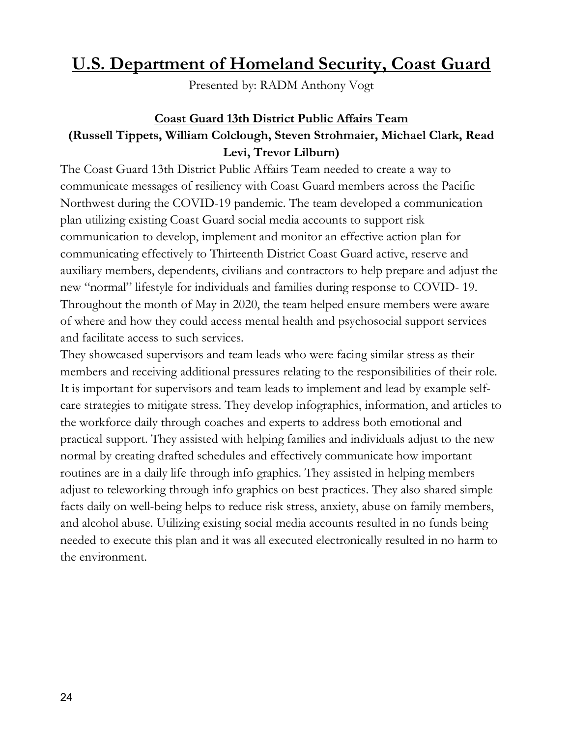# U.S. Department of Homeland Security, Coast Guard

Presented by: RADM Anthony Vogt

**Coast Guard 13th District Public Affairs Team**

**(Russell Tippets, William Colclough, Steven Strohmaier, Michael Clark, Read Levi, Trevor Lilburn)**

The Coast Guard 13th District Public Affairs Team needed to create a way to communicate messages of resiliency with Coast Guard members across the Pacific Northwest during the COVID-19 pandemic. The team developed a communication plan utilizing existing Coast Guard social media accounts to support risk communication to develop, implement and monitor an effective action plan for communicating effectively to Thirteenth District Coast Guard active, reserve and auxiliary members, dependents, civilians and contractors to help prepare and adjust the new "normal" lifestyle for individuals and families during response to COVID- 19. Throughout the month of May in 2020, the team helped ensure members were aware of where and how they could access mental health and psychosocial support services and facilitate access to such services.

They showcased supervisors and team leads who were facing similar stress as their members and receiving additional pressures relating to the responsibilities of their role. It is important for supervisors and team leads to implement and lead by example self-care strategies to mitigate stress. They develop infographics, information, and articles to the workforce daily through coaches and experts to address both emotional and practical support. They assisted with helping families and individuals adjust to the new normal by creating drafted schedules and effectively communicate how important routines are in a daily life through info graphics. They assisted in helping members adjust to teleworking through info graphics on best practices. They also shared simple facts daily on well-being helps to reduce risk stress, anxiety, abuse on family members, and alcohol abuse. Utilizing existing social media accounts resulted in no funds being needed to execute this plan and it was all executed electronically resulted in no harm to the environment.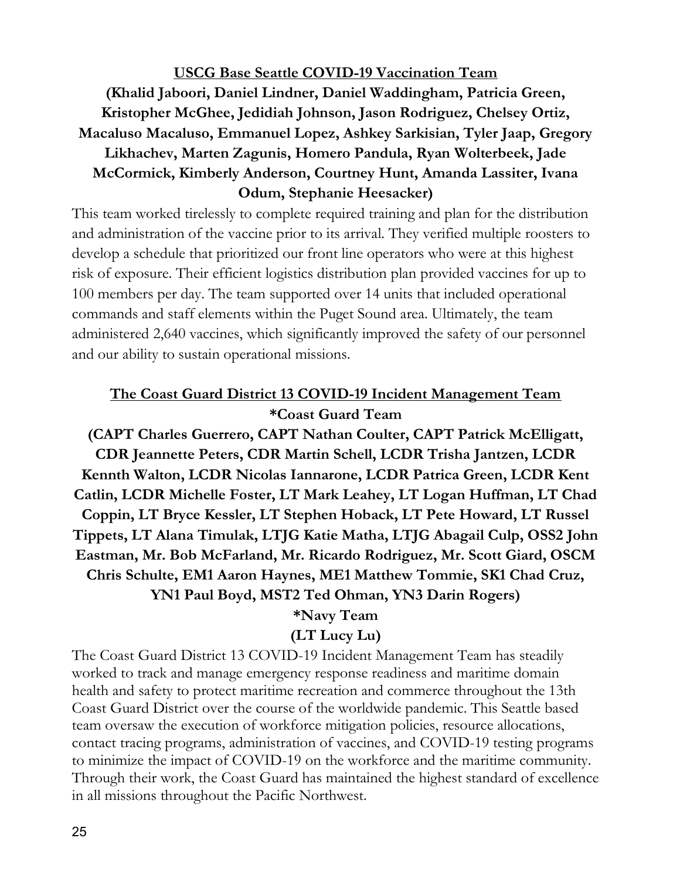**<u>USCG Base Seattle COVID-19 Vaccination Team</u>**

**(Khalid Jaboori, Daniel Lindner, Daniel Waddingham, Patricia Green, Kristopher McGhee, Jedidiah Johnson, Jason Rodriguez, Chelsey Ortiz, Macaluso Macaluso, Emmanuel Lopez, Ashkey Sarkisian, Tyler Jaap, Gregory Likhachev, Marten Zagunis, Homero Pandula, Ryan Wolterbeek, Jade McCormick, Kimberly Anderson, Courtney Hunt, Amanda Lassiter, Ivana Odum, Stephanie Heesacker)**

This team worked tirelessly to complete required training and plan for the distribution and administration of the vaccine prior to its arrival. They verified multiple roosters to develop a schedule that prioritized our front line operators who were at this highest risk of exposure. Their efficient logistics distribution plan provided vaccines for up to 100 members per day. The team supported over 14 units that included operational commands and staff elements within the Puget Sound area. Ultimately, the team administered 2,640 vaccines, which significantly improved the safety of our personnel and our ability to sustain operational missions.

**<u>The Coast Guard District 13 COVID-19 Incident Management Team</u>**

***Coast Guard Team**

**(CAPT Charles Guerrero, CAPT Nathan Coulter, CAPT Patrick McElligatt, CDR Jeannette Peters, CDR Martin Schell, LCDR Trisha Jantzen, LCDR Kennth Walton, LCDR Nicolas Iannarone, LCDR Patrica Green, LCDR Kent Catlin, LCDR Michelle Foster, LT Mark Leahey, LT Logan Huffman, LT Chad Coppin, LT Bryce Kessler, LT Stephen Hoback, LT Pete Howard, LT Russel Tippets, LT Alana Timulak, LTJG Katie Matha, LTJG Abagail Culp, OSS2 John Eastman, Mr. Bob McFarland, Mr. Ricardo Rodriguez, Mr. Scott Giard, OSCM Chris Schulte, EM1 Aaron Haynes, ME1 Matthew Tommie, SK1 Chad Cruz, YN1 Paul Boyd, MST2 Ted Ohman, YN3 Darin Rogers)**

***Navy Team**

**(LT Lucy Lu)**

The Coast Guard District 13 COVID-19 Incident Management Team has steadily worked to track and manage emergency response readiness and maritime domain health and safety to protect maritime recreation and commerce throughout the 13th Coast Guard District over the course of the worldwide pandemic. This Seattle based team oversaw the execution of workforce mitigation policies, resource allocations, contact tracing programs, administration of vaccines, and COVID-19 testing programs to minimize the impact of COVID-19 on the workforce and the maritime community. Through their work, the Coast Guard has maintained the highest standard of excellence in all missions throughout the Pacific Northwest.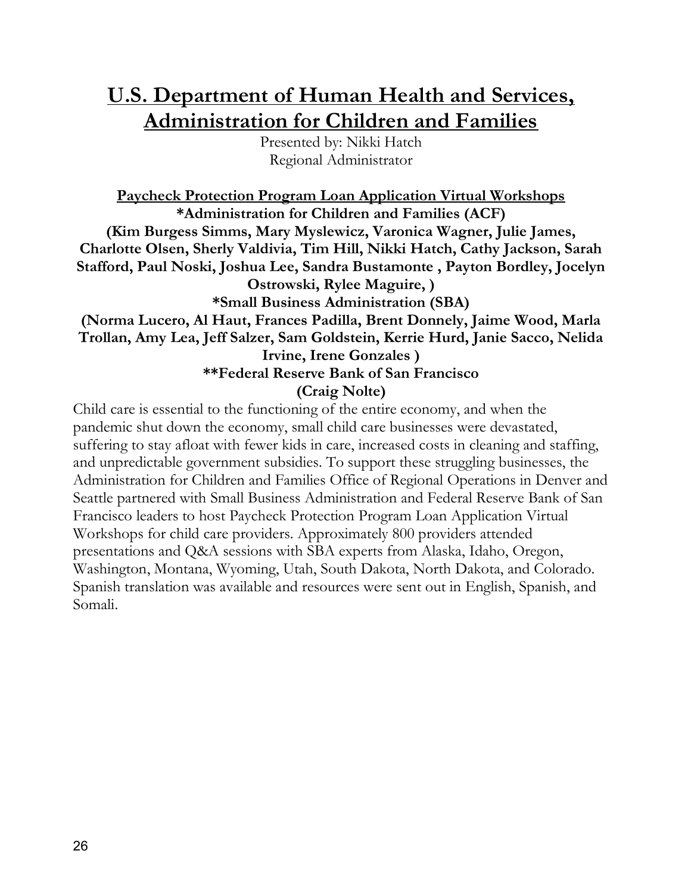# U.S. Department of Human Health and Services, Administration for Children and Families

Presented by: Nikki Hatch
Regional Administrator

**Paycheck Protection Program Loan Application Virtual Workshops**

**\*Administration for Children and Families (ACF)**

**(Kim Burgess Simms, Mary Myslewicz, Varonica Wagner, Julie James, Charlotte Olsen, Sherly Valdivia, Tim Hill, Nikki Hatch, Cathy Jackson, Sarah Stafford, Paul Noski, Joshua Lee, Sandra Bustamonte , Payton Bordley, Jocelyn Ostrowski, Rylee Maguire, )**

**\*Small Business Administration (SBA)**

**(Norma Lucero, Al Haut, Frances Padilla, Brent Donnely, Jaime Wood, Marla Trollan, Amy Lea, Jeff Salzer, Sam Goldstein, Kerrie Hurd, Janie Sacco, Nelida Irvine, Irene Gonzales )**

**\*\*Federal Reserve Bank of San Francisco**

**(Craig Nolte)**

Child care is essential to the functioning of the entire economy, and when the pandemic shut down the economy, small child care businesses were devastated, suffering to stay afloat with fewer kids in care, increased costs in cleaning and staffing, and unpredictable government subsidies. To support these struggling businesses, the Administration for Children and Families Office of Regional Operations in Denver and Seattle partnered with Small Business Administration and Federal Reserve Bank of San Francisco leaders to host Paycheck Protection Program Loan Application Virtual Workshops for child care providers. Approximately 800 providers attended presentations and Q&A sessions with SBA experts from Alaska, Idaho, Oregon, Washington, Montana, Wyoming, Utah, South Dakota, North Dakota, and Colorado. Spanish translation was available and resources were sent out in English, Spanish, and Somali.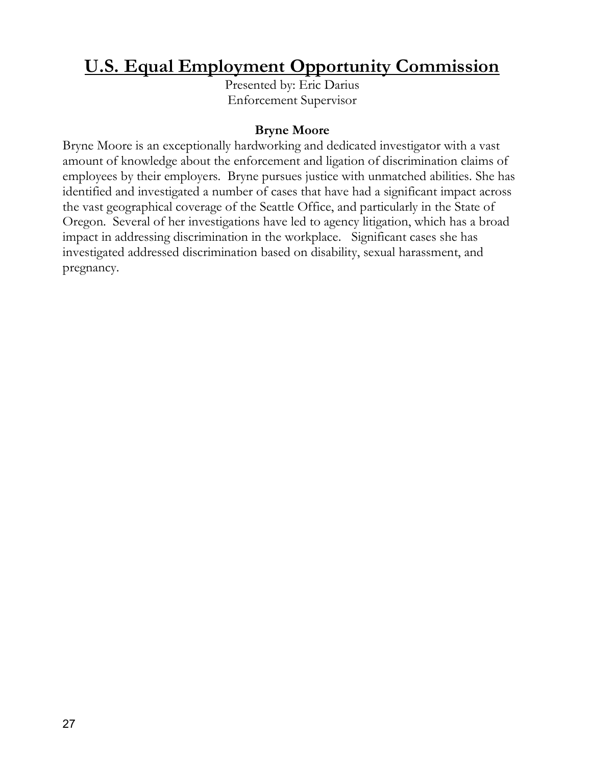# U.S. Equal Employment Opportunity Commission

Presented by: Eric Darius
Enforcement Supervisor

**Bryne Moore**

Bryne Moore is an exceptionally hardworking and dedicated investigator with a vast amount of knowledge about the enforcement and ligation of discrimination claims of employees by their employers. Bryne pursues justice with unmatched abilities. She has identified and investigated a number of cases that have had a significant impact across the vast geographical coverage of the Seattle Office, and particularly in the State of Oregon. Several of her investigations have led to agency litigation, which has a broad impact in addressing discrimination in the workplace. Significant cases she has investigated addressed discrimination based on disability, sexual harassment, and pregnancy.